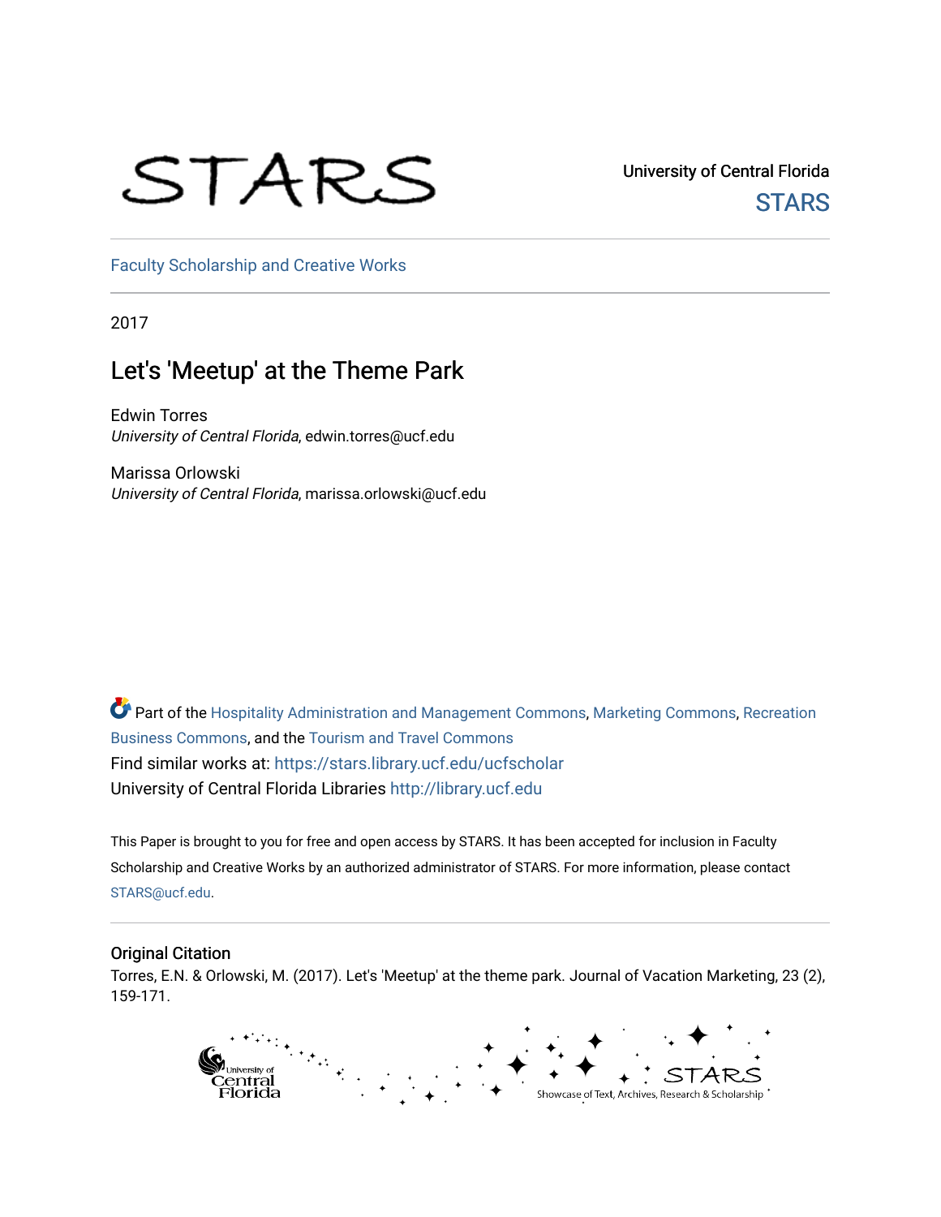University of Central Florida

STARS

Faculty Scholarship and Creative Works

2017

# Let's 'Meetup' at the Theme Park

Edwin Torres
*University of Central Florida*, edwin.torres@ucf.edu

Marissa Orlowski
*University of Central Florida*, marissa.orlowski@ucf.edu

Part of the Hospitality Administration and Management Commons, Marketing Commons, Recreation Business Commons, and the Tourism and Travel Commons

Find similar works at: https://stars.library.ucf.edu/ucfscholar

University of Central Florida Libraries http://library.ucf.edu

This Paper is brought to you for free and open access by STARS. It has been accepted for inclusion in Faculty Scholarship and Creative Works by an authorized administrator of STARS. For more information, please contact STARS@ucf.edu.

## Original Citation

Torres, E.N. & Orlowski, M. (2017). Let's 'Meetup' at the theme park. Journal of Vacation Marketing, 23 (2), 159-171.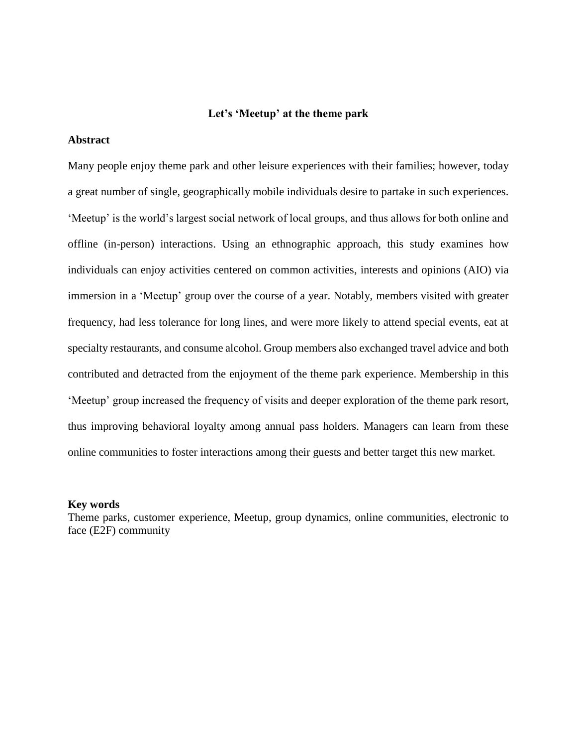# Let's 'Meetup' at the theme park

## Abstract

Many people enjoy theme park and other leisure experiences with their families; however, today a great number of single, geographically mobile individuals desire to partake in such experiences. 'Meetup' is the world's largest social network of local groups, and thus allows for both online and offline (in-person) interactions. Using an ethnographic approach, this study examines how individuals can enjoy activities centered on common activities, interests and opinions (AIO) via immersion in a 'Meetup' group over the course of a year. Notably, members visited with greater frequency, had less tolerance for long lines, and were more likely to attend special events, eat at specialty restaurants, and consume alcohol. Group members also exchanged travel advice and both contributed and detracted from the enjoyment of the theme park experience. Membership in this 'Meetup' group increased the frequency of visits and deeper exploration of the theme park resort, thus improving behavioral loyalty among annual pass holders. Managers can learn from these online communities to foster interactions among their guests and better target this new market.

## Key words

Theme parks, customer experience, Meetup, group dynamics, online communities, electronic to face (E2F) community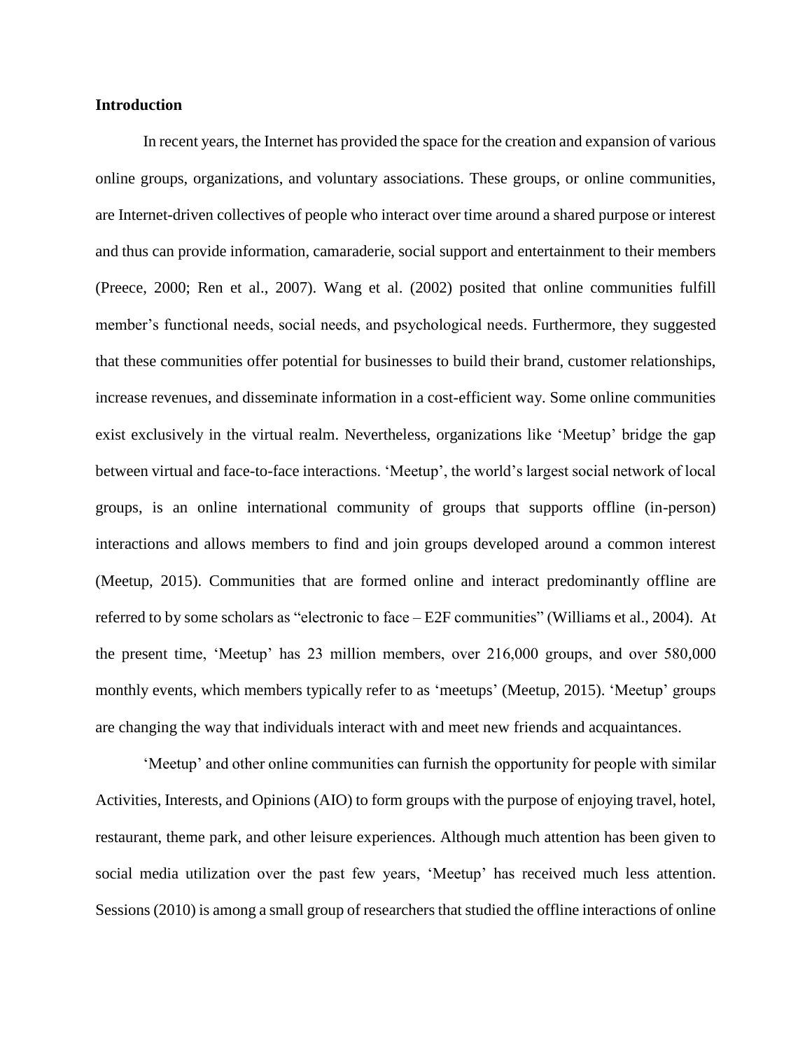**Introduction**

In recent years, the Internet has provided the space for the creation and expansion of various online groups, organizations, and voluntary associations. These groups, or online communities, are Internet-driven collectives of people who interact over time around a shared purpose or interest and thus can provide information, camaraderie, social support and entertainment to their members (Preece, 2000; Ren et al., 2007). Wang et al. (2002) posited that online communities fulfill member's functional needs, social needs, and psychological needs. Furthermore, they suggested that these communities offer potential for businesses to build their brand, customer relationships, increase revenues, and disseminate information in a cost-efficient way. Some online communities exist exclusively in the virtual realm. Nevertheless, organizations like 'Meetup' bridge the gap between virtual and face-to-face interactions. 'Meetup', the world's largest social network of local groups, is an online international community of groups that supports offline (in-person) interactions and allows members to find and join groups developed around a common interest (Meetup, 2015). Communities that are formed online and interact predominantly offline are referred to by some scholars as "electronic to face – E2F communities" (Williams et al., 2004). At the present time, 'Meetup' has 23 million members, over 216,000 groups, and over 580,000 monthly events, which members typically refer to as 'meetups' (Meetup, 2015). 'Meetup' groups are changing the way that individuals interact with and meet new friends and acquaintances.

'Meetup' and other online communities can furnish the opportunity for people with similar Activities, Interests, and Opinions (AIO) to form groups with the purpose of enjoying travel, hotel, restaurant, theme park, and other leisure experiences. Although much attention has been given to social media utilization over the past few years, 'Meetup' has received much less attention. Sessions (2010) is among a small group of researchers that studied the offline interactions of online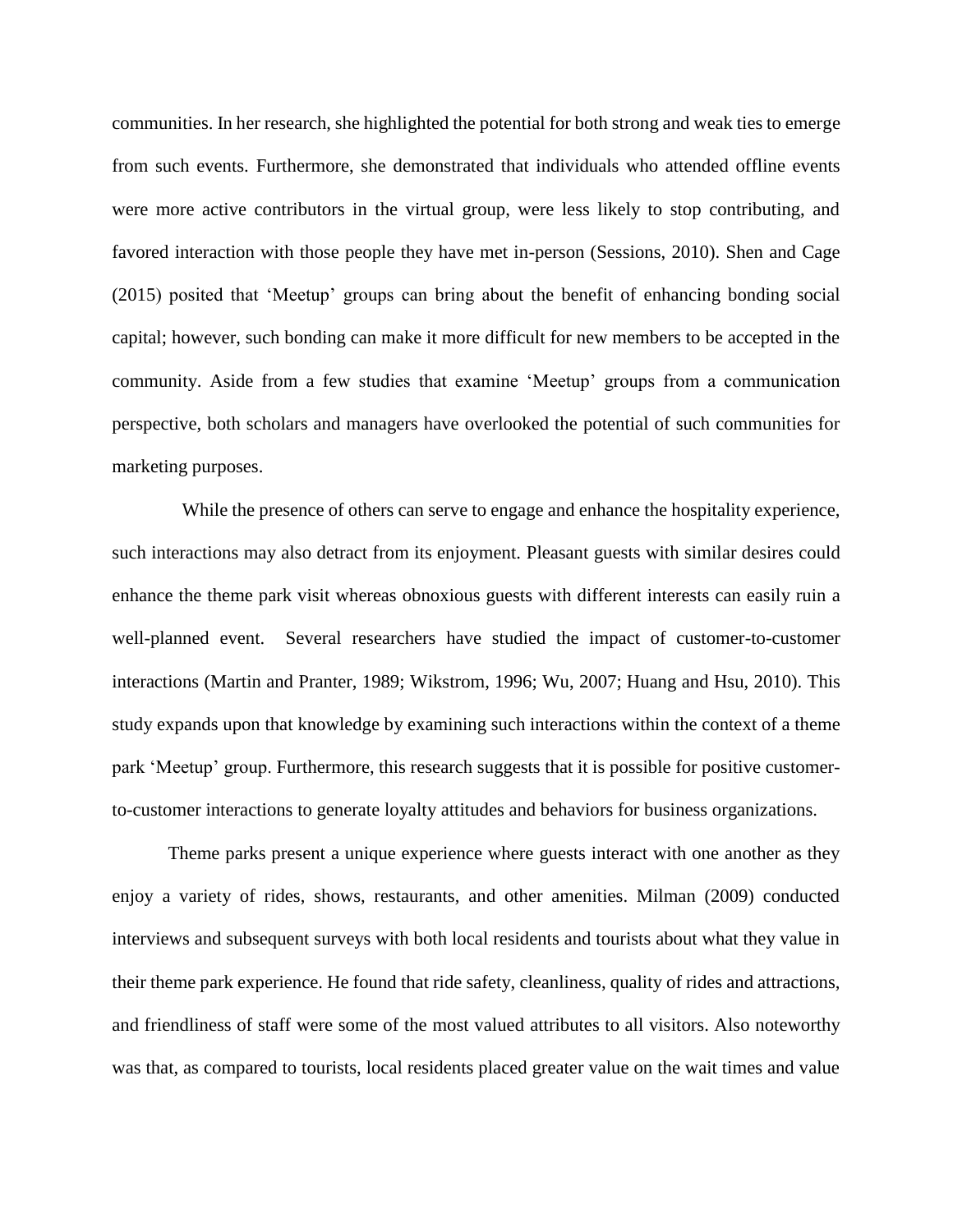communities. In her research, she highlighted the potential for both strong and weak ties to emerge from such events. Furthermore, she demonstrated that individuals who attended offline events were more active contributors in the virtual group, were less likely to stop contributing, and favored interaction with those people they have met in-person (Sessions, 2010). Shen and Cage (2015) posited that 'Meetup' groups can bring about the benefit of enhancing bonding social capital; however, such bonding can make it more difficult for new members to be accepted in the community. Aside from a few studies that examine 'Meetup' groups from a communication perspective, both scholars and managers have overlooked the potential of such communities for marketing purposes.

While the presence of others can serve to engage and enhance the hospitality experience, such interactions may also detract from its enjoyment. Pleasant guests with similar desires could enhance the theme park visit whereas obnoxious guests with different interests can easily ruin a well-planned event. Several researchers have studied the impact of customer-to-customer interactions (Martin and Pranter, 1989; Wikstrom, 1996; Wu, 2007; Huang and Hsu, 2010). This study expands upon that knowledge by examining such interactions within the context of a theme park 'Meetup' group. Furthermore, this research suggests that it is possible for positive customer-to-customer interactions to generate loyalty attitudes and behaviors for business organizations.

Theme parks present a unique experience where guests interact with one another as they enjoy a variety of rides, shows, restaurants, and other amenities. Milman (2009) conducted interviews and subsequent surveys with both local residents and tourists about what they value in their theme park experience. He found that ride safety, cleanliness, quality of rides and attractions, and friendliness of staff were some of the most valued attributes to all visitors. Also noteworthy was that, as compared to tourists, local residents placed greater value on the wait times and value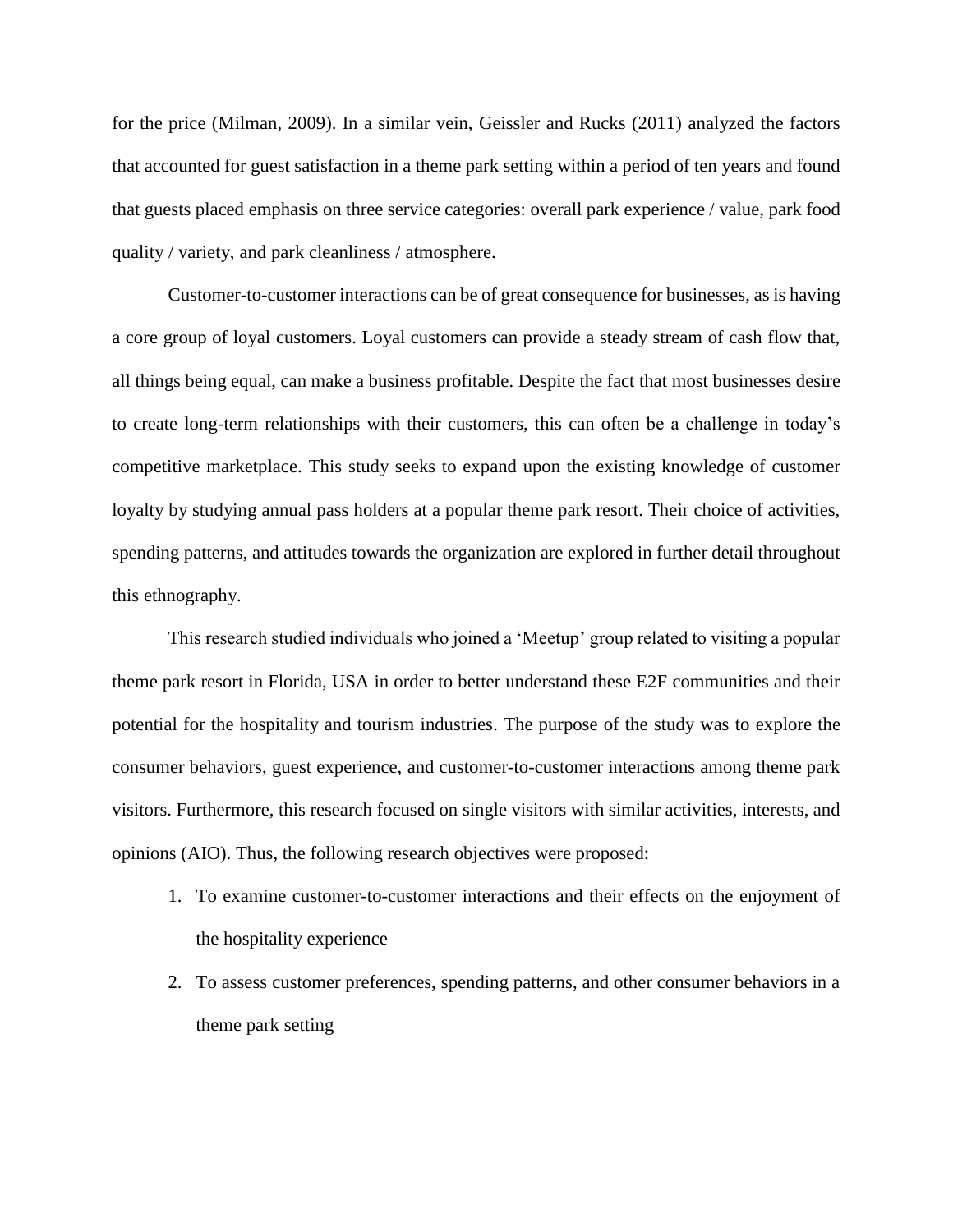for the price (Milman, 2009). In a similar vein, Geissler and Rucks (2011) analyzed the factors that accounted for guest satisfaction in a theme park setting within a period of ten years and found that guests placed emphasis on three service categories: overall park experience / value, park food quality / variety, and park cleanliness / atmosphere.

Customer-to-customer interactions can be of great consequence for businesses, as is having a core group of loyal customers. Loyal customers can provide a steady stream of cash flow that, all things being equal, can make a business profitable. Despite the fact that most businesses desire to create long-term relationships with their customers, this can often be a challenge in today's competitive marketplace. This study seeks to expand upon the existing knowledge of customer loyalty by studying annual pass holders at a popular theme park resort. Their choice of activities, spending patterns, and attitudes towards the organization are explored in further detail throughout this ethnography.

This research studied individuals who joined a 'Meetup' group related to visiting a popular theme park resort in Florida, USA in order to better understand these E2F communities and their potential for the hospitality and tourism industries. The purpose of the study was to explore the consumer behaviors, guest experience, and customer-to-customer interactions among theme park visitors. Furthermore, this research focused on single visitors with similar activities, interests, and opinions (AIO). Thus, the following research objectives were proposed:

1. To examine customer-to-customer interactions and their effects on the enjoyment of the hospitality experience
2. To assess customer preferences, spending patterns, and other consumer behaviors in a theme park setting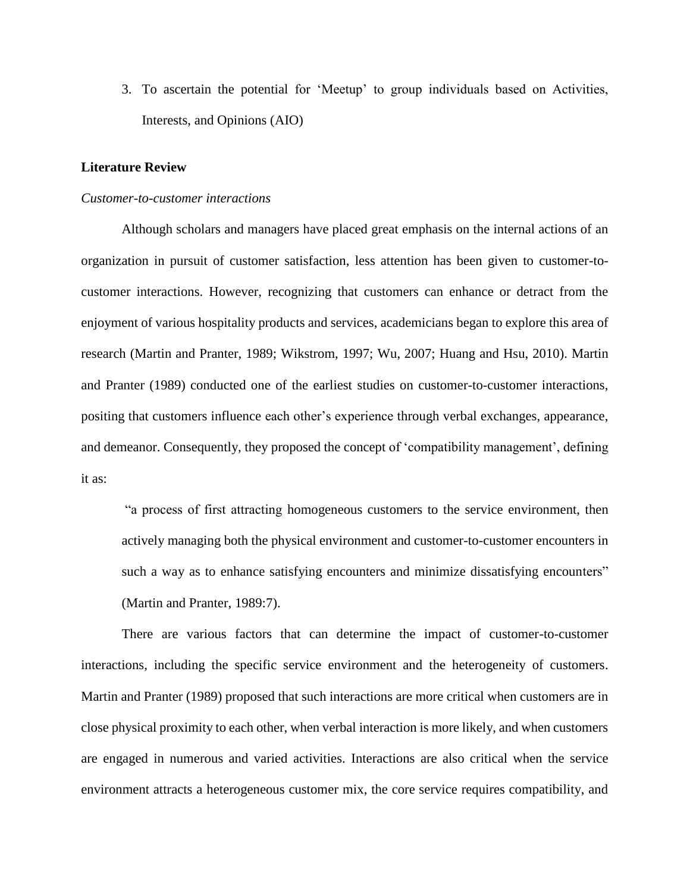3. To ascertain the potential for 'Meetup' to group individuals based on Activities, Interests, and Opinions (AIO)

## Literature Review

### *Customer-to-customer interactions*

Although scholars and managers have placed great emphasis on the internal actions of an organization in pursuit of customer satisfaction, less attention has been given to customer-to-customer interactions. However, recognizing that customers can enhance or detract from the enjoyment of various hospitality products and services, academicians began to explore this area of research (Martin and Pranter, 1989; Wikstrom, 1997; Wu, 2007; Huang and Hsu, 2010). Martin and Pranter (1989) conducted one of the earliest studies on customer-to-customer interactions, positing that customers influence each other's experience through verbal exchanges, appearance, and demeanor. Consequently, they proposed the concept of 'compatibility management', defining it as:

> "a process of first attracting homogeneous customers to the service environment, then actively managing both the physical environment and customer-to-customer encounters in such a way as to enhance satisfying encounters and minimize dissatisfying encounters" (Martin and Pranter, 1989:7).

There are various factors that can determine the impact of customer-to-customer interactions, including the specific service environment and the heterogeneity of customers. Martin and Pranter (1989) proposed that such interactions are more critical when customers are in close physical proximity to each other, when verbal interaction is more likely, and when customers are engaged in numerous and varied activities. Interactions are also critical when the service environment attracts a heterogeneous customer mix, the core service requires compatibility, and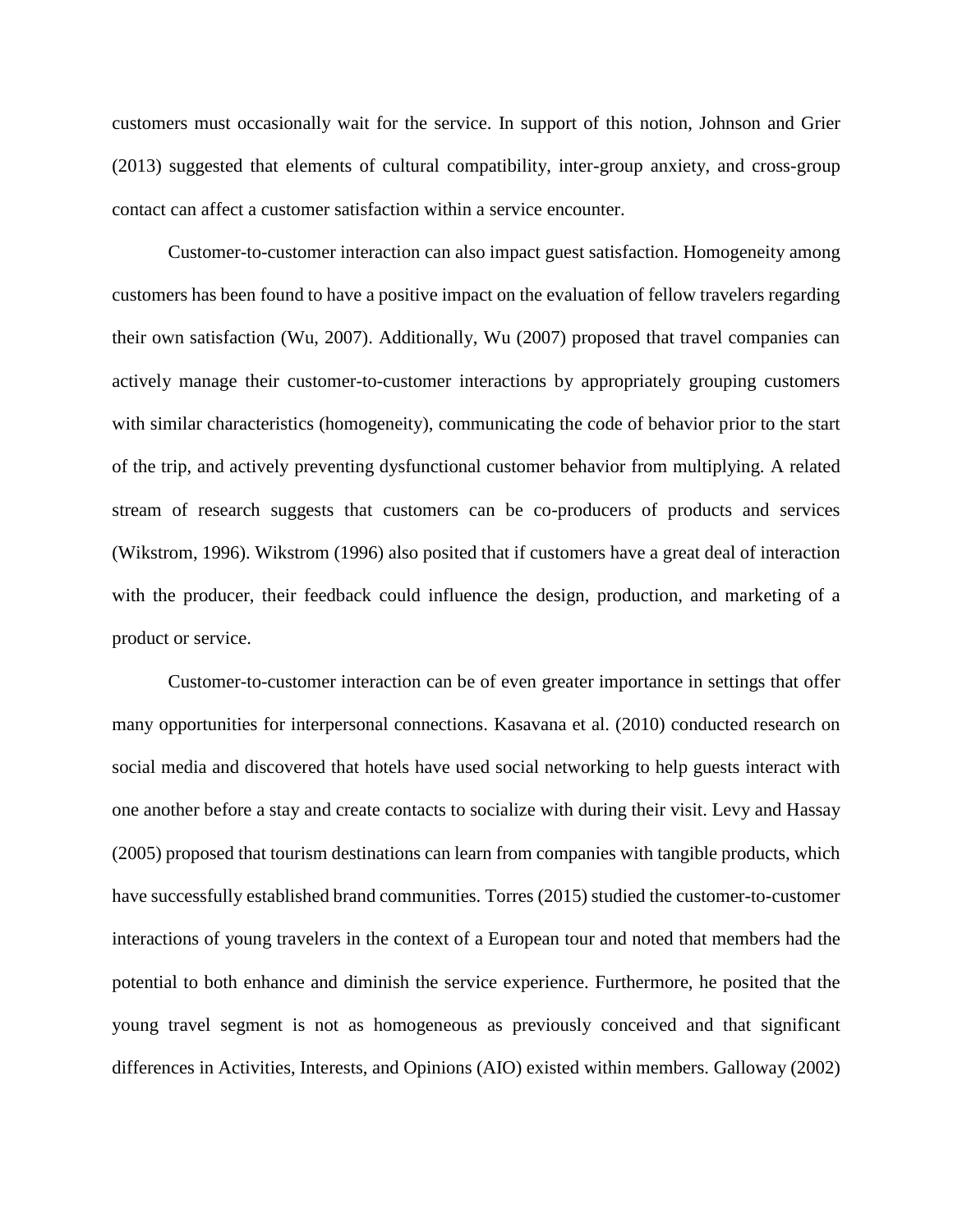customers must occasionally wait for the service. In support of this notion, Johnson and Grier (2013) suggested that elements of cultural compatibility, inter-group anxiety, and cross-group contact can affect a customer satisfaction within a service encounter.

Customer-to-customer interaction can also impact guest satisfaction. Homogeneity among customers has been found to have a positive impact on the evaluation of fellow travelers regarding their own satisfaction (Wu, 2007). Additionally, Wu (2007) proposed that travel companies can actively manage their customer-to-customer interactions by appropriately grouping customers with similar characteristics (homogeneity), communicating the code of behavior prior to the start of the trip, and actively preventing dysfunctional customer behavior from multiplying. A related stream of research suggests that customers can be co-producers of products and services (Wikstrom, 1996). Wikstrom (1996) also posited that if customers have a great deal of interaction with the producer, their feedback could influence the design, production, and marketing of a product or service.

Customer-to-customer interaction can be of even greater importance in settings that offer many opportunities for interpersonal connections. Kasavana et al. (2010) conducted research on social media and discovered that hotels have used social networking to help guests interact with one another before a stay and create contacts to socialize with during their visit. Levy and Hassay (2005) proposed that tourism destinations can learn from companies with tangible products, which have successfully established brand communities. Torres (2015) studied the customer-to-customer interactions of young travelers in the context of a European tour and noted that members had the potential to both enhance and diminish the service experience. Furthermore, he posited that the young travel segment is not as homogeneous as previously conceived and that significant differences in Activities, Interests, and Opinions (AIO) existed within members. Galloway (2002)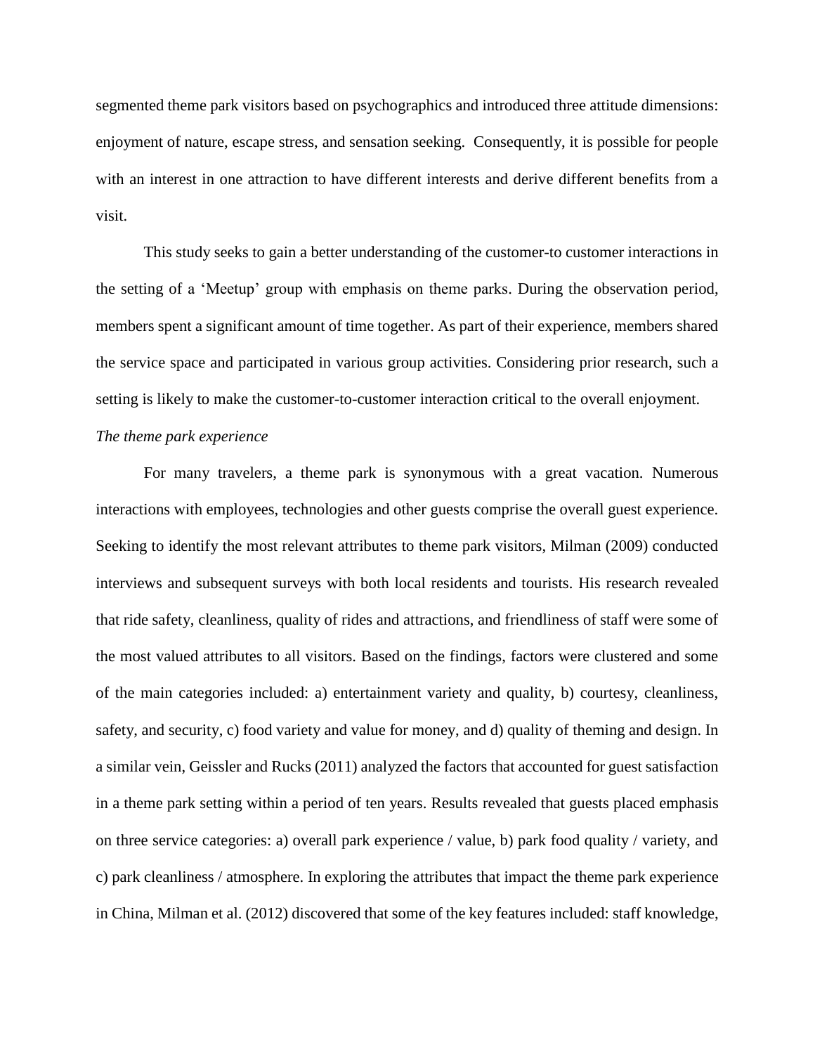segmented theme park visitors based on psychographics and introduced three attitude dimensions: enjoyment of nature, escape stress, and sensation seeking. Consequently, it is possible for people with an interest in one attraction to have different interests and derive different benefits from a visit.

This study seeks to gain a better understanding of the customer-to customer interactions in the setting of a 'Meetup' group with emphasis on theme parks. During the observation period, members spent a significant amount of time together. As part of their experience, members shared the service space and participated in various group activities. Considering prior research, such a setting is likely to make the customer-to-customer interaction critical to the overall enjoyment.

*The theme park experience*

For many travelers, a theme park is synonymous with a great vacation. Numerous interactions with employees, technologies and other guests comprise the overall guest experience. Seeking to identify the most relevant attributes to theme park visitors, Milman (2009) conducted interviews and subsequent surveys with both local residents and tourists. His research revealed that ride safety, cleanliness, quality of rides and attractions, and friendliness of staff were some of the most valued attributes to all visitors. Based on the findings, factors were clustered and some of the main categories included: a) entertainment variety and quality, b) courtesy, cleanliness, safety, and security, c) food variety and value for money, and d) quality of theming and design. In a similar vein, Geissler and Rucks (2011) analyzed the factors that accounted for guest satisfaction in a theme park setting within a period of ten years. Results revealed that guests placed emphasis on three service categories: a) overall park experience / value, b) park food quality / variety, and c) park cleanliness / atmosphere. In exploring the attributes that impact the theme park experience in China, Milman et al. (2012) discovered that some of the key features included: staff knowledge,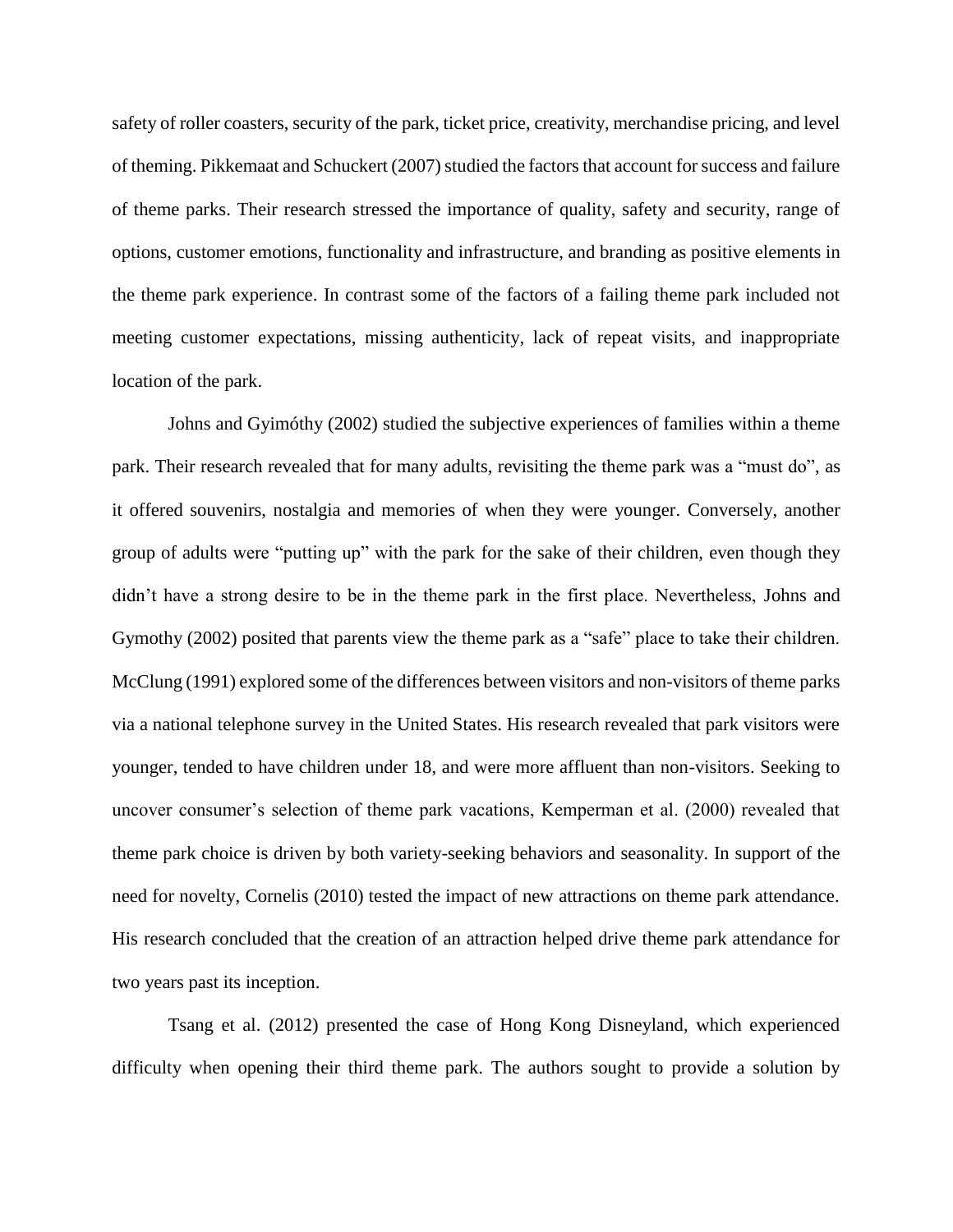safety of roller coasters, security of the park, ticket price, creativity, merchandise pricing, and level of theming. Pikkemaat and Schuckert (2007) studied the factors that account for success and failure of theme parks. Their research stressed the importance of quality, safety and security, range of options, customer emotions, functionality and infrastructure, and branding as positive elements in the theme park experience. In contrast some of the factors of a failing theme park included not meeting customer expectations, missing authenticity, lack of repeat visits, and inappropriate location of the park.

Johns and Gyimóthy (2002) studied the subjective experiences of families within a theme park. Their research revealed that for many adults, revisiting the theme park was a "must do", as it offered souvenirs, nostalgia and memories of when they were younger. Conversely, another group of adults were "putting up" with the park for the sake of their children, even though they didn't have a strong desire to be in the theme park in the first place. Nevertheless, Johns and Gymothy (2002) posited that parents view the theme park as a "safe" place to take their children. McClung (1991) explored some of the differences between visitors and non-visitors of theme parks via a national telephone survey in the United States. His research revealed that park visitors were younger, tended to have children under 18, and were more affluent than non-visitors. Seeking to uncover consumer's selection of theme park vacations, Kemperman et al. (2000) revealed that theme park choice is driven by both variety-seeking behaviors and seasonality. In support of the need for novelty, Cornelis (2010) tested the impact of new attractions on theme park attendance. His research concluded that the creation of an attraction helped drive theme park attendance for two years past its inception.

Tsang et al. (2012) presented the case of Hong Kong Disneyland, which experienced difficulty when opening their third theme park. The authors sought to provide a solution by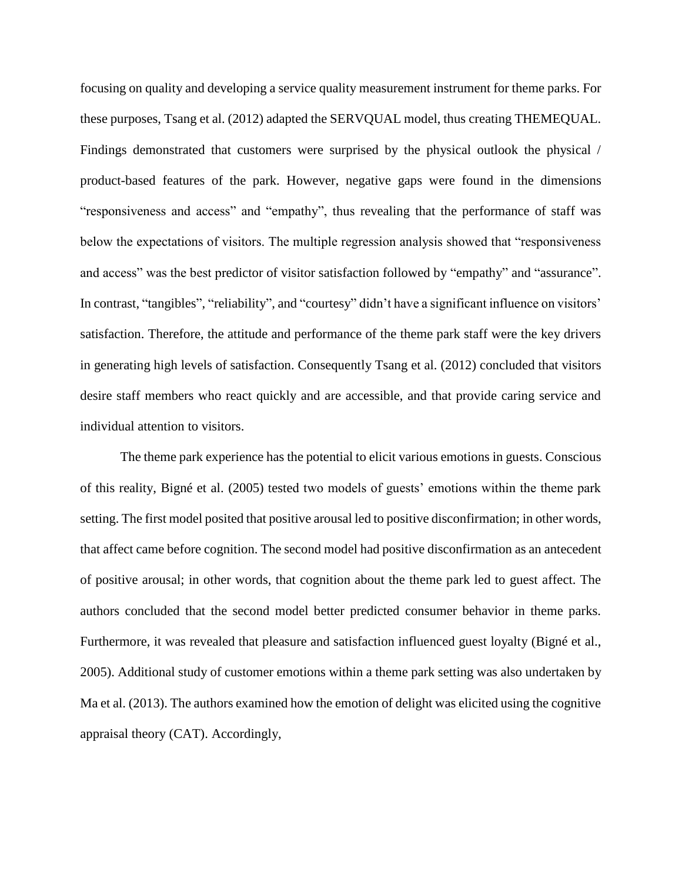focusing on quality and developing a service quality measurement instrument for theme parks. For these purposes, Tsang et al. (2012) adapted the SERVQUAL model, thus creating THEMEQUAL. Findings demonstrated that customers were surprised by the physical outlook the physical / product-based features of the park. However, negative gaps were found in the dimensions "responsiveness and access" and "empathy", thus revealing that the performance of staff was below the expectations of visitors. The multiple regression analysis showed that "responsiveness and access" was the best predictor of visitor satisfaction followed by "empathy" and "assurance". In contrast, "tangibles", "reliability", and "courtesy" didn't have a significant influence on visitors' satisfaction. Therefore, the attitude and performance of the theme park staff were the key drivers in generating high levels of satisfaction. Consequently Tsang et al. (2012) concluded that visitors desire staff members who react quickly and are accessible, and that provide caring service and individual attention to visitors.

The theme park experience has the potential to elicit various emotions in guests. Conscious of this reality, Bigné et al. (2005) tested two models of guests' emotions within the theme park setting. The first model posited that positive arousal led to positive disconfirmation; in other words, that affect came before cognition. The second model had positive disconfirmation as an antecedent of positive arousal; in other words, that cognition about the theme park led to guest affect. The authors concluded that the second model better predicted consumer behavior in theme parks. Furthermore, it was revealed that pleasure and satisfaction influenced guest loyalty (Bigné et al., 2005). Additional study of customer emotions within a theme park setting was also undertaken by Ma et al. (2013). The authors examined how the emotion of delight was elicited using the cognitive appraisal theory (CAT). Accordingly,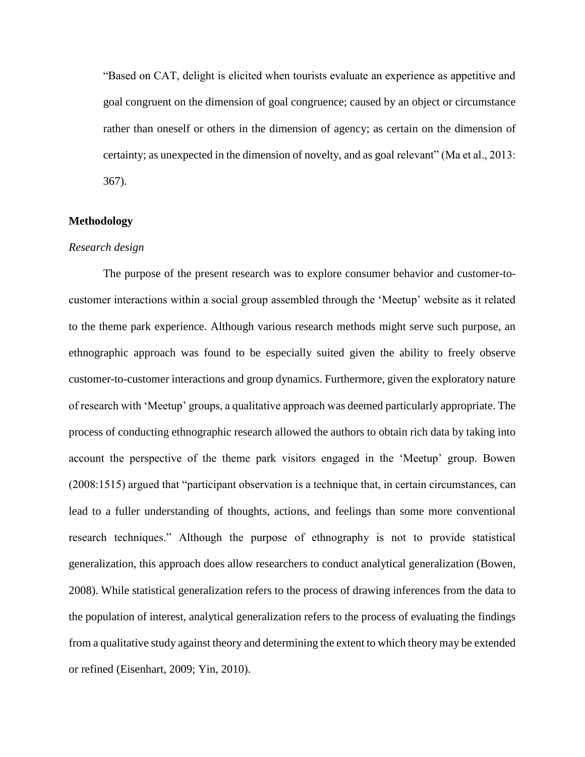"Based on CAT, delight is elicited when tourists evaluate an experience as appetitive and goal congruent on the dimension of goal congruence; caused by an object or circumstance rather than oneself or others in the dimension of agency; as certain on the dimension of certainty; as unexpected in the dimension of novelty, and as goal relevant" (Ma et al., 2013: 367).

## Methodology

### *Research design*

The purpose of the present research was to explore consumer behavior and customer-to-customer interactions within a social group assembled through the 'Meetup' website as it related to the theme park experience. Although various research methods might serve such purpose, an ethnographic approach was found to be especially suited given the ability to freely observe customer-to-customer interactions and group dynamics. Furthermore, given the exploratory nature of research with 'Meetup' groups, a qualitative approach was deemed particularly appropriate. The process of conducting ethnographic research allowed the authors to obtain rich data by taking into account the perspective of the theme park visitors engaged in the 'Meetup' group. Bowen (2008:1515) argued that "participant observation is a technique that, in certain circumstances, can lead to a fuller understanding of thoughts, actions, and feelings than some more conventional research techniques." Although the purpose of ethnography is not to provide statistical generalization, this approach does allow researchers to conduct analytical generalization (Bowen, 2008). While statistical generalization refers to the process of drawing inferences from the data to the population of interest, analytical generalization refers to the process of evaluating the findings from a qualitative study against theory and determining the extent to which theory may be extended or refined (Eisenhart, 2009; Yin, 2010).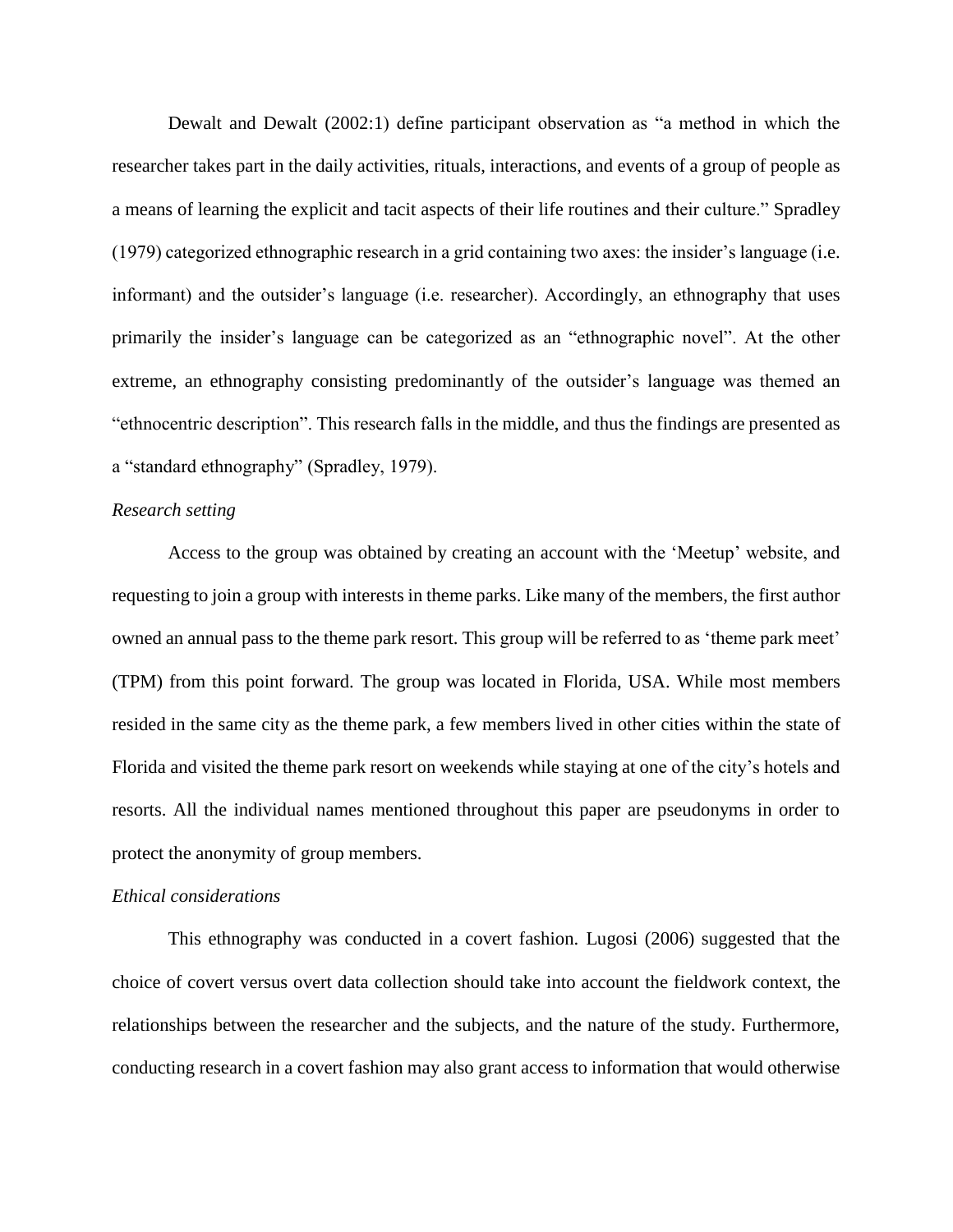Dewalt and Dewalt (2002:1) define participant observation as "a method in which the researcher takes part in the daily activities, rituals, interactions, and events of a group of people as a means of learning the explicit and tacit aspects of their life routines and their culture." Spradley (1979) categorized ethnographic research in a grid containing two axes: the insider's language (i.e. informant) and the outsider's language (i.e. researcher). Accordingly, an ethnography that uses primarily the insider's language can be categorized as an "ethnographic novel". At the other extreme, an ethnography consisting predominantly of the outsider's language was themed an "ethnocentric description". This research falls in the middle, and thus the findings are presented as a "standard ethnography" (Spradley, 1979).

*Research setting*

Access to the group was obtained by creating an account with the 'Meetup' website, and requesting to join a group with interests in theme parks. Like many of the members, the first author owned an annual pass to the theme park resort. This group will be referred to as 'theme park meet' (TPM) from this point forward. The group was located in Florida, USA. While most members resided in the same city as the theme park, a few members lived in other cities within the state of Florida and visited the theme park resort on weekends while staying at one of the city's hotels and resorts. All the individual names mentioned throughout this paper are pseudonyms in order to protect the anonymity of group members.

*Ethical considerations*

This ethnography was conducted in a covert fashion. Lugosi (2006) suggested that the choice of covert versus overt data collection should take into account the fieldwork context, the relationships between the researcher and the subjects, and the nature of the study. Furthermore, conducting research in a covert fashion may also grant access to information that would otherwise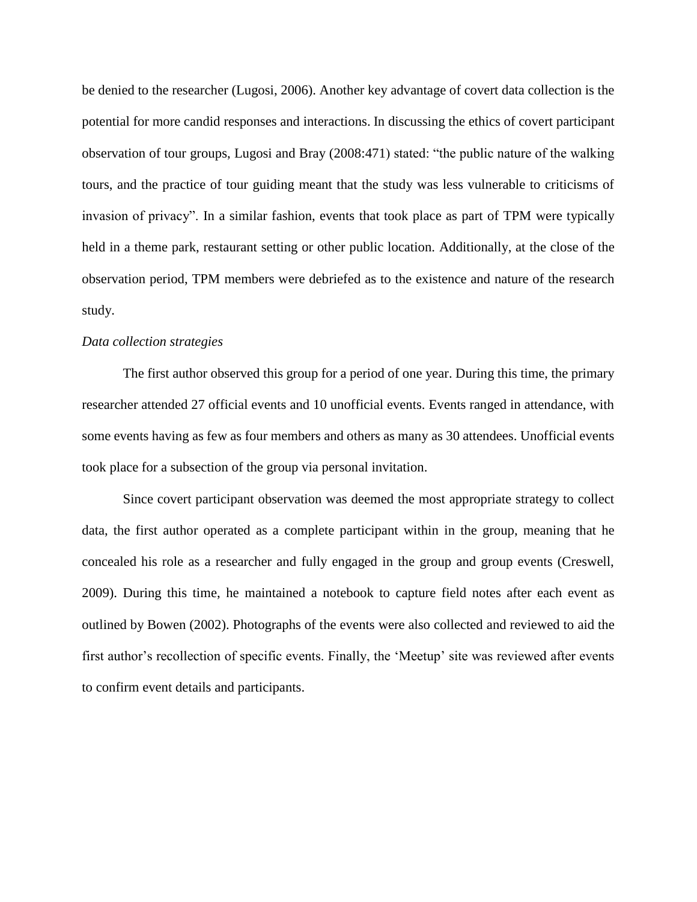be denied to the researcher (Lugosi, 2006). Another key advantage of covert data collection is the potential for more candid responses and interactions. In discussing the ethics of covert participant observation of tour groups, Lugosi and Bray (2008:471) stated: "the public nature of the walking tours, and the practice of tour guiding meant that the study was less vulnerable to criticisms of invasion of privacy". In a similar fashion, events that took place as part of TPM were typically held in a theme park, restaurant setting or other public location. Additionally, at the close of the observation period, TPM members were debriefed as to the existence and nature of the research study.

*Data collection strategies*

The first author observed this group for a period of one year. During this time, the primary researcher attended 27 official events and 10 unofficial events. Events ranged in attendance, with some events having as few as four members and others as many as 30 attendees. Unofficial events took place for a subsection of the group via personal invitation.

Since covert participant observation was deemed the most appropriate strategy to collect data, the first author operated as a complete participant within in the group, meaning that he concealed his role as a researcher and fully engaged in the group and group events (Creswell, 2009). During this time, he maintained a notebook to capture field notes after each event as outlined by Bowen (2002). Photographs of the events were also collected and reviewed to aid the first author's recollection of specific events. Finally, the 'Meetup' site was reviewed after events to confirm event details and participants.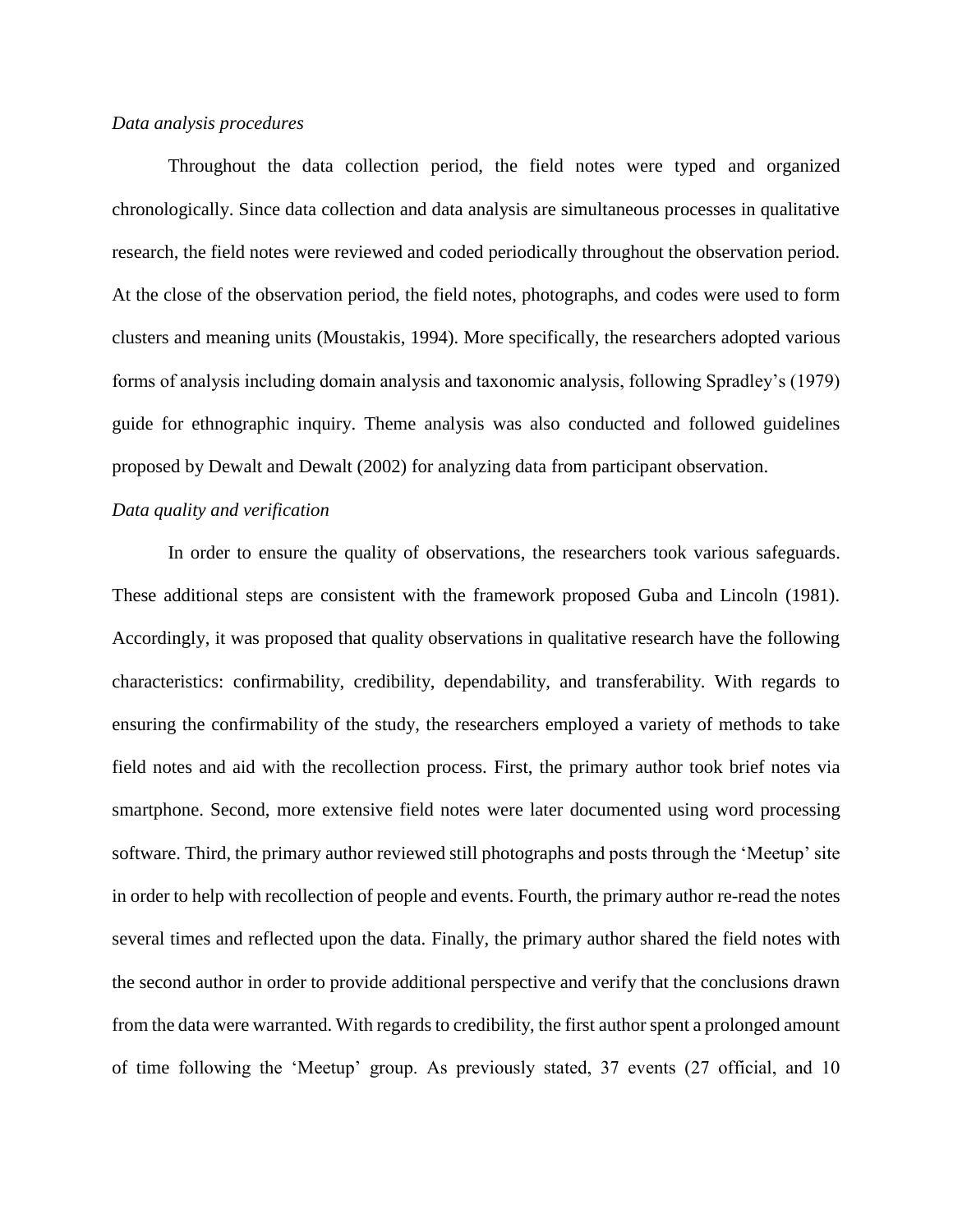*Data analysis procedures*

Throughout the data collection period, the field notes were typed and organized chronologically. Since data collection and data analysis are simultaneous processes in qualitative research, the field notes were reviewed and coded periodically throughout the observation period. At the close of the observation period, the field notes, photographs, and codes were used to form clusters and meaning units (Moustakis, 1994). More specifically, the researchers adopted various forms of analysis including domain analysis and taxonomic analysis, following Spradley's (1979) guide for ethnographic inquiry. Theme analysis was also conducted and followed guidelines proposed by Dewalt and Dewalt (2002) for analyzing data from participant observation.

*Data quality and verification*

In order to ensure the quality of observations, the researchers took various safeguards. These additional steps are consistent with the framework proposed Guba and Lincoln (1981). Accordingly, it was proposed that quality observations in qualitative research have the following characteristics: confirmability, credibility, dependability, and transferability. With regards to ensuring the confirmability of the study, the researchers employed a variety of methods to take field notes and aid with the recollection process. First, the primary author took brief notes via smartphone. Second, more extensive field notes were later documented using word processing software. Third, the primary author reviewed still photographs and posts through the 'Meetup' site in order to help with recollection of people and events. Fourth, the primary author re-read the notes several times and reflected upon the data. Finally, the primary author shared the field notes with the second author in order to provide additional perspective and verify that the conclusions drawn from the data were warranted. With regards to credibility, the first author spent a prolonged amount of time following the 'Meetup' group. As previously stated, 37 events (27 official, and 10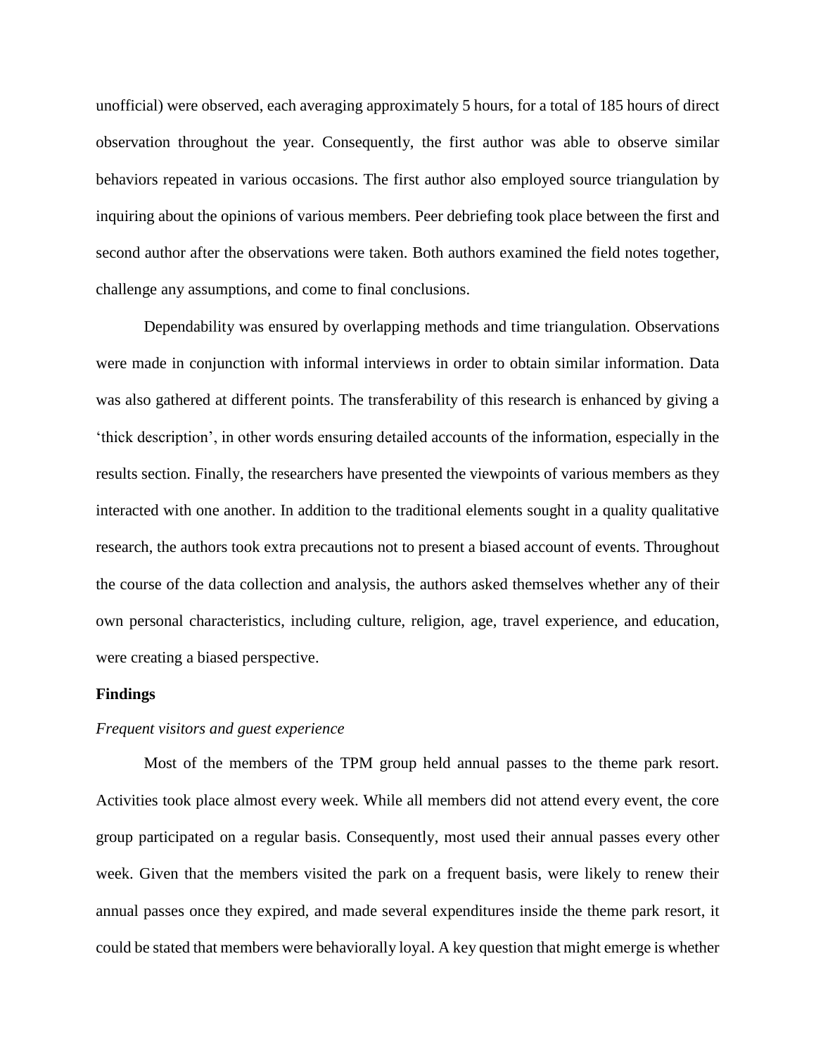unofficial) were observed, each averaging approximately 5 hours, for a total of 185 hours of direct observation throughout the year. Consequently, the first author was able to observe similar behaviors repeated in various occasions. The first author also employed source triangulation by inquiring about the opinions of various members. Peer debriefing took place between the first and second author after the observations were taken. Both authors examined the field notes together, challenge any assumptions, and come to final conclusions.

Dependability was ensured by overlapping methods and time triangulation. Observations were made in conjunction with informal interviews in order to obtain similar information. Data was also gathered at different points. The transferability of this research is enhanced by giving a 'thick description', in other words ensuring detailed accounts of the information, especially in the results section. Finally, the researchers have presented the viewpoints of various members as they interacted with one another. In addition to the traditional elements sought in a quality qualitative research, the authors took extra precautions not to present a biased account of events. Throughout the course of the data collection and analysis, the authors asked themselves whether any of their own personal characteristics, including culture, religion, age, travel experience, and education, were creating a biased perspective.

## Findings

### *Frequent visitors and guest experience*

Most of the members of the TPM group held annual passes to the theme park resort. Activities took place almost every week. While all members did not attend every event, the core group participated on a regular basis. Consequently, most used their annual passes every other week. Given that the members visited the park on a frequent basis, were likely to renew their annual passes once they expired, and made several expenditures inside the theme park resort, it could be stated that members were behaviorally loyal. A key question that might emerge is whether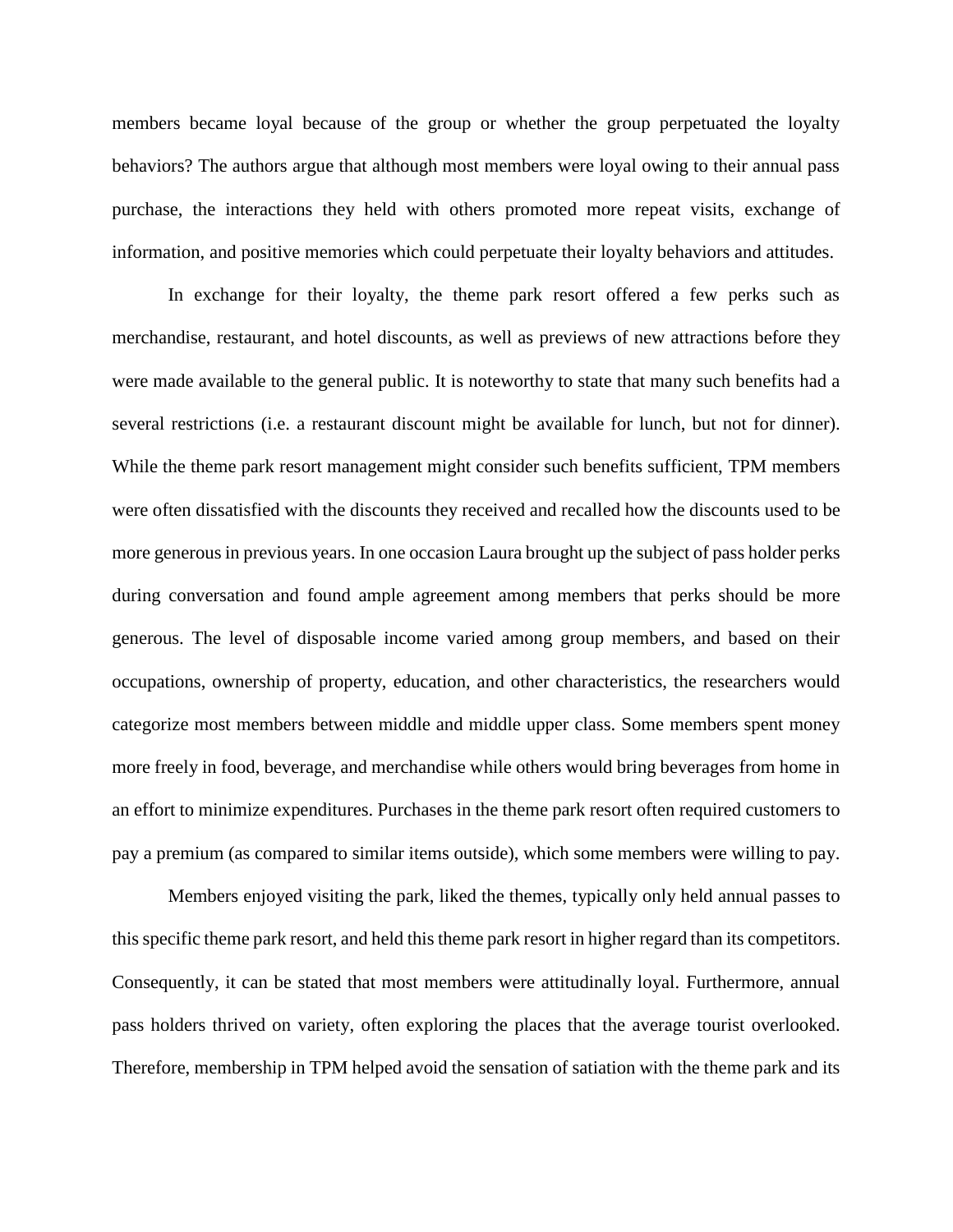members became loyal because of the group or whether the group perpetuated the loyalty behaviors? The authors argue that although most members were loyal owing to their annual pass purchase, the interactions they held with others promoted more repeat visits, exchange of information, and positive memories which could perpetuate their loyalty behaviors and attitudes.

In exchange for their loyalty, the theme park resort offered a few perks such as merchandise, restaurant, and hotel discounts, as well as previews of new attractions before they were made available to the general public. It is noteworthy to state that many such benefits had a several restrictions (i.e. a restaurant discount might be available for lunch, but not for dinner). While the theme park resort management might consider such benefits sufficient, TPM members were often dissatisfied with the discounts they received and recalled how the discounts used to be more generous in previous years. In one occasion Laura brought up the subject of pass holder perks during conversation and found ample agreement among members that perks should be more generous. The level of disposable income varied among group members, and based on their occupations, ownership of property, education, and other characteristics, the researchers would categorize most members between middle and middle upper class. Some members spent money more freely in food, beverage, and merchandise while others would bring beverages from home in an effort to minimize expenditures. Purchases in the theme park resort often required customers to pay a premium (as compared to similar items outside), which some members were willing to pay.

Members enjoyed visiting the park, liked the themes, typically only held annual passes to this specific theme park resort, and held this theme park resort in higher regard than its competitors. Consequently, it can be stated that most members were attitudinally loyal. Furthermore, annual pass holders thrived on variety, often exploring the places that the average tourist overlooked. Therefore, membership in TPM helped avoid the sensation of satiation with the theme park and its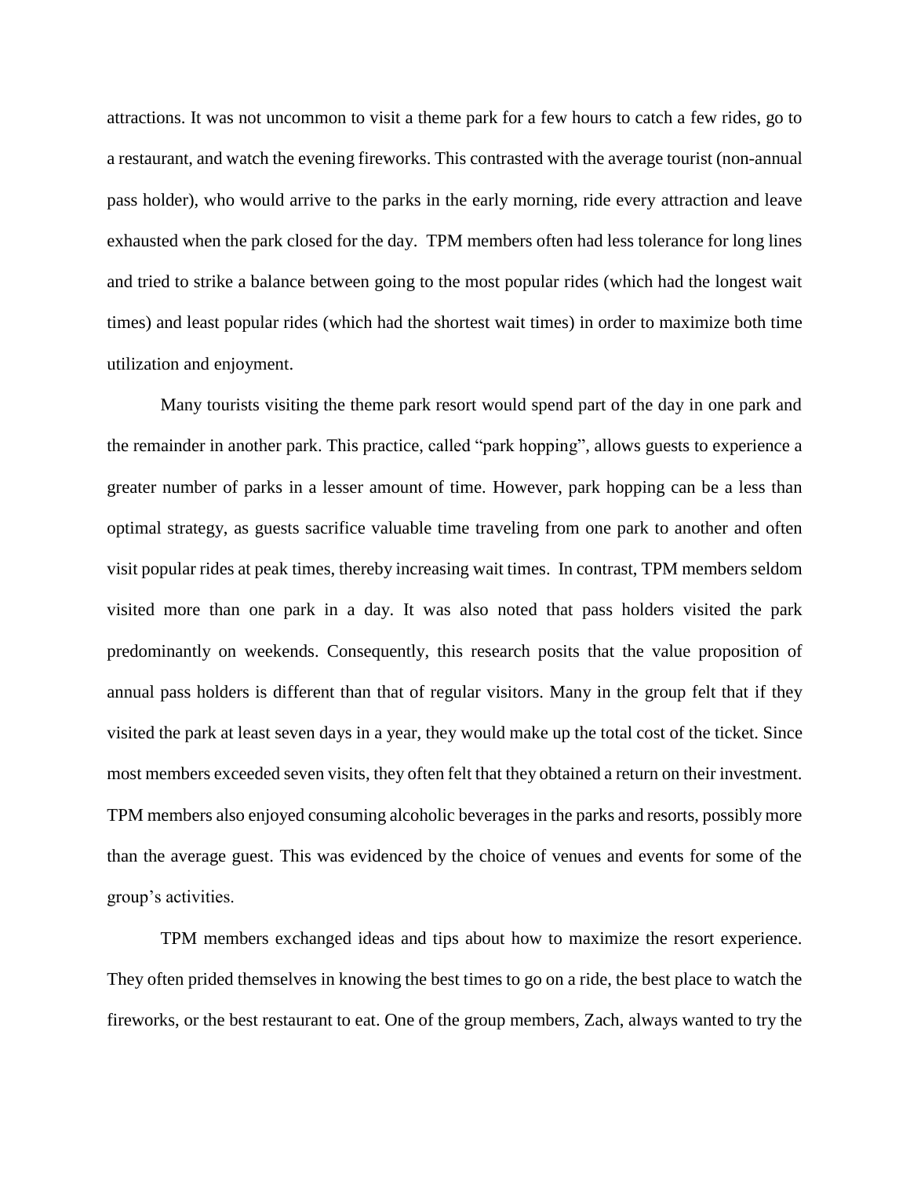attractions. It was not uncommon to visit a theme park for a few hours to catch a few rides, go to a restaurant, and watch the evening fireworks. This contrasted with the average tourist (non-annual pass holder), who would arrive to the parks in the early morning, ride every attraction and leave exhausted when the park closed for the day. TPM members often had less tolerance for long lines and tried to strike a balance between going to the most popular rides (which had the longest wait times) and least popular rides (which had the shortest wait times) in order to maximize both time utilization and enjoyment.

Many tourists visiting the theme park resort would spend part of the day in one park and the remainder in another park. This practice, called "park hopping", allows guests to experience a greater number of parks in a lesser amount of time. However, park hopping can be a less than optimal strategy, as guests sacrifice valuable time traveling from one park to another and often visit popular rides at peak times, thereby increasing wait times. In contrast, TPM members seldom visited more than one park in a day. It was also noted that pass holders visited the park predominantly on weekends. Consequently, this research posits that the value proposition of annual pass holders is different than that of regular visitors. Many in the group felt that if they visited the park at least seven days in a year, they would make up the total cost of the ticket. Since most members exceeded seven visits, they often felt that they obtained a return on their investment. TPM members also enjoyed consuming alcoholic beverages in the parks and resorts, possibly more than the average guest. This was evidenced by the choice of venues and events for some of the group's activities.

TPM members exchanged ideas and tips about how to maximize the resort experience. They often prided themselves in knowing the best times to go on a ride, the best place to watch the fireworks, or the best restaurant to eat. One of the group members, Zach, always wanted to try the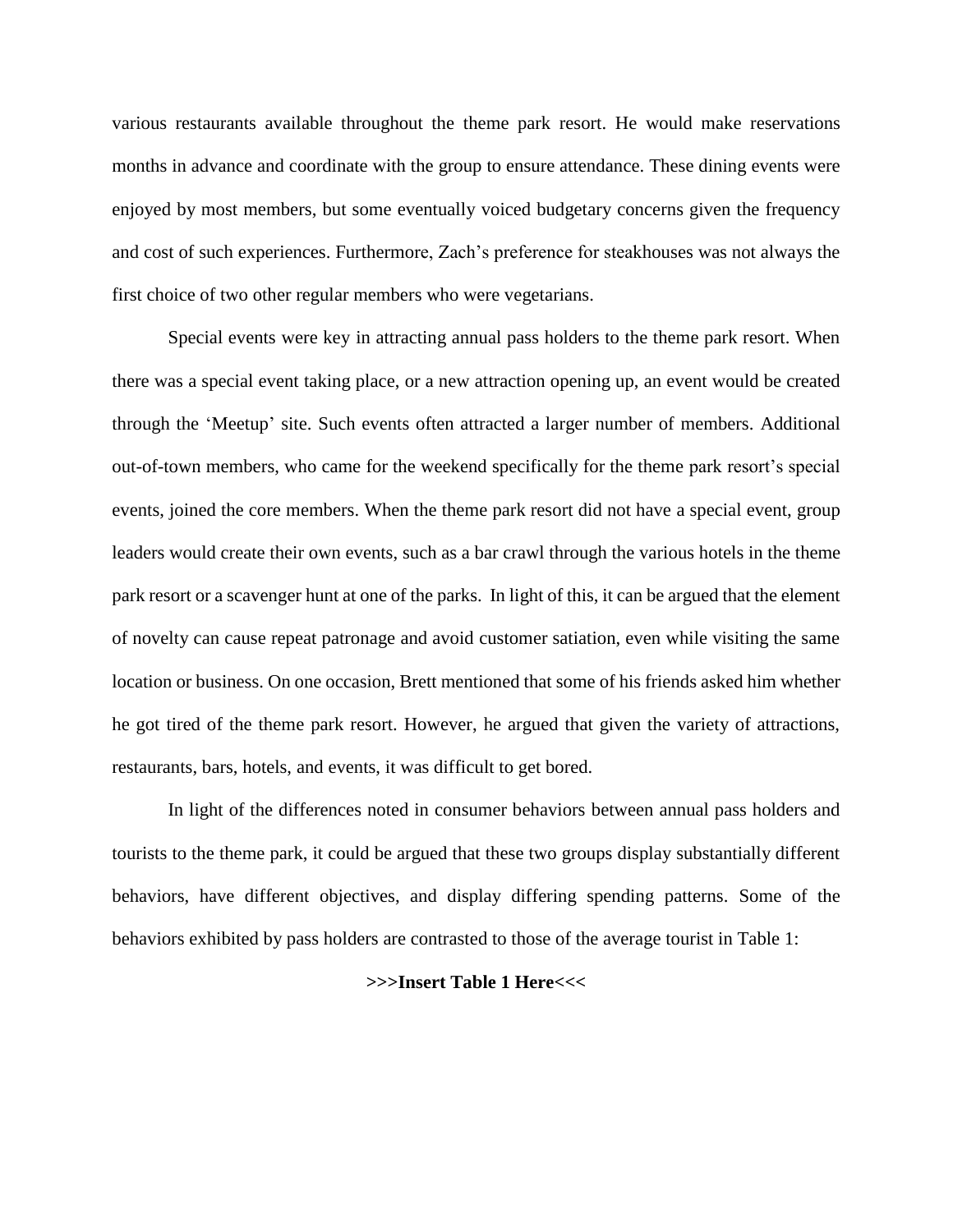various restaurants available throughout the theme park resort. He would make reservations months in advance and coordinate with the group to ensure attendance. These dining events were enjoyed by most members, but some eventually voiced budgetary concerns given the frequency and cost of such experiences. Furthermore, Zach's preference for steakhouses was not always the first choice of two other regular members who were vegetarians.

Special events were key in attracting annual pass holders to the theme park resort. When there was a special event taking place, or a new attraction opening up, an event would be created through the 'Meetup' site. Such events often attracted a larger number of members. Additional out-of-town members, who came for the weekend specifically for the theme park resort's special events, joined the core members. When the theme park resort did not have a special event, group leaders would create their own events, such as a bar crawl through the various hotels in the theme park resort or a scavenger hunt at one of the parks. In light of this, it can be argued that the element of novelty can cause repeat patronage and avoid customer satiation, even while visiting the same location or business. On one occasion, Brett mentioned that some of his friends asked him whether he got tired of the theme park resort. However, he argued that given the variety of attractions, restaurants, bars, hotels, and events, it was difficult to get bored.

In light of the differences noted in consumer behaviors between annual pass holders and tourists to the theme park, it could be argued that these two groups display substantially different behaviors, have different objectives, and display differing spending patterns. Some of the behaviors exhibited by pass holders are contrasted to those of the average tourist in Table 1:

**>>>Insert Table 1 Here<<<**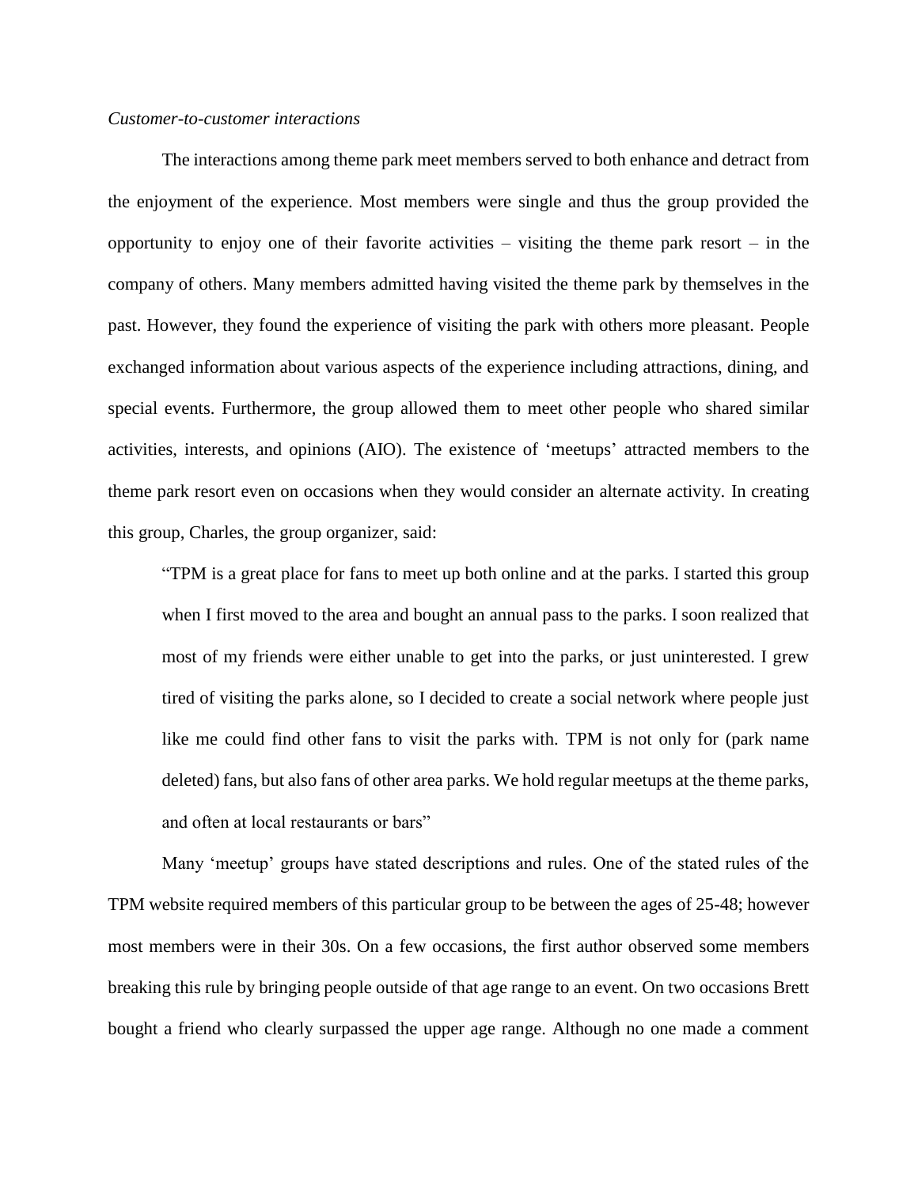*Customer-to-customer interactions*

The interactions among theme park meet members served to both enhance and detract from the enjoyment of the experience. Most members were single and thus the group provided the opportunity to enjoy one of their favorite activities – visiting the theme park resort – in the company of others. Many members admitted having visited the theme park by themselves in the past. However, they found the experience of visiting the park with others more pleasant. People exchanged information about various aspects of the experience including attractions, dining, and special events. Furthermore, the group allowed them to meet other people who shared similar activities, interests, and opinions (AIO). The existence of 'meetups' attracted members to the theme park resort even on occasions when they would consider an alternate activity. In creating this group, Charles, the group organizer, said:

> "TPM is a great place for fans to meet up both online and at the parks. I started this group when I first moved to the area and bought an annual pass to the parks. I soon realized that most of my friends were either unable to get into the parks, or just uninterested. I grew tired of visiting the parks alone, so I decided to create a social network where people just like me could find other fans to visit the parks with. TPM is not only for (park name deleted) fans, but also fans of other area parks. We hold regular meetups at the theme parks, and often at local restaurants or bars"

Many 'meetup' groups have stated descriptions and rules. One of the stated rules of the TPM website required members of this particular group to be between the ages of 25-48; however most members were in their 30s. On a few occasions, the first author observed some members breaking this rule by bringing people outside of that age range to an event. On two occasions Brett bought a friend who clearly surpassed the upper age range. Although no one made a comment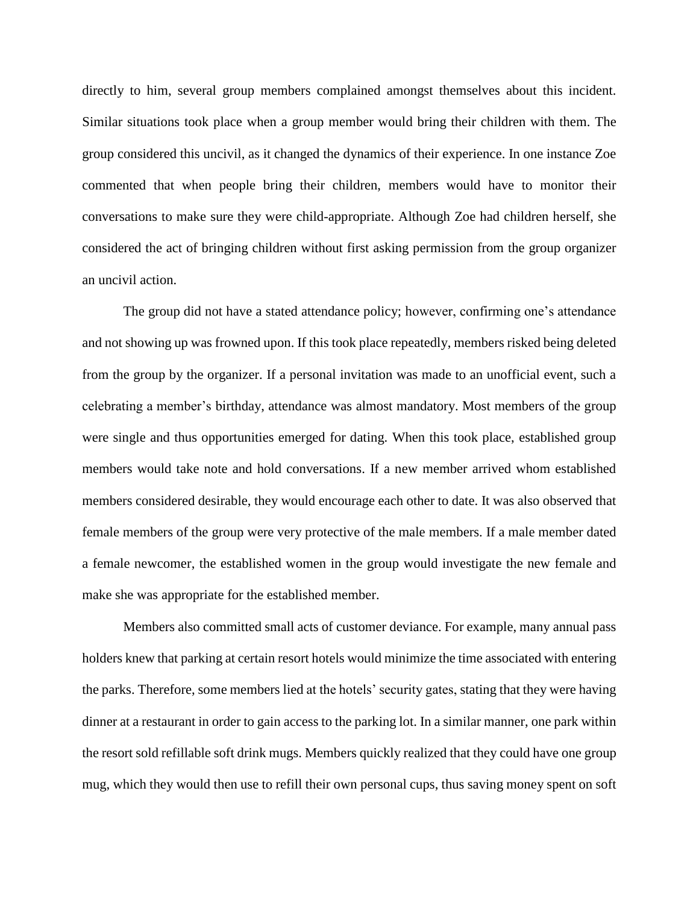directly to him, several group members complained amongst themselves about this incident. Similar situations took place when a group member would bring their children with them. The group considered this uncivil, as it changed the dynamics of their experience. In one instance Zoe commented that when people bring their children, members would have to monitor their conversations to make sure they were child-appropriate. Although Zoe had children herself, she considered the act of bringing children without first asking permission from the group organizer an uncivil action.

The group did not have a stated attendance policy; however, confirming one's attendance and not showing up was frowned upon. If this took place repeatedly, members risked being deleted from the group by the organizer. If a personal invitation was made to an unofficial event, such a celebrating a member's birthday, attendance was almost mandatory. Most members of the group were single and thus opportunities emerged for dating. When this took place, established group members would take note and hold conversations. If a new member arrived whom established members considered desirable, they would encourage each other to date. It was also observed that female members of the group were very protective of the male members. If a male member dated a female newcomer, the established women in the group would investigate the new female and make she was appropriate for the established member.

Members also committed small acts of customer deviance. For example, many annual pass holders knew that parking at certain resort hotels would minimize the time associated with entering the parks. Therefore, some members lied at the hotels' security gates, stating that they were having dinner at a restaurant in order to gain access to the parking lot. In a similar manner, one park within the resort sold refillable soft drink mugs. Members quickly realized that they could have one group mug, which they would then use to refill their own personal cups, thus saving money spent on soft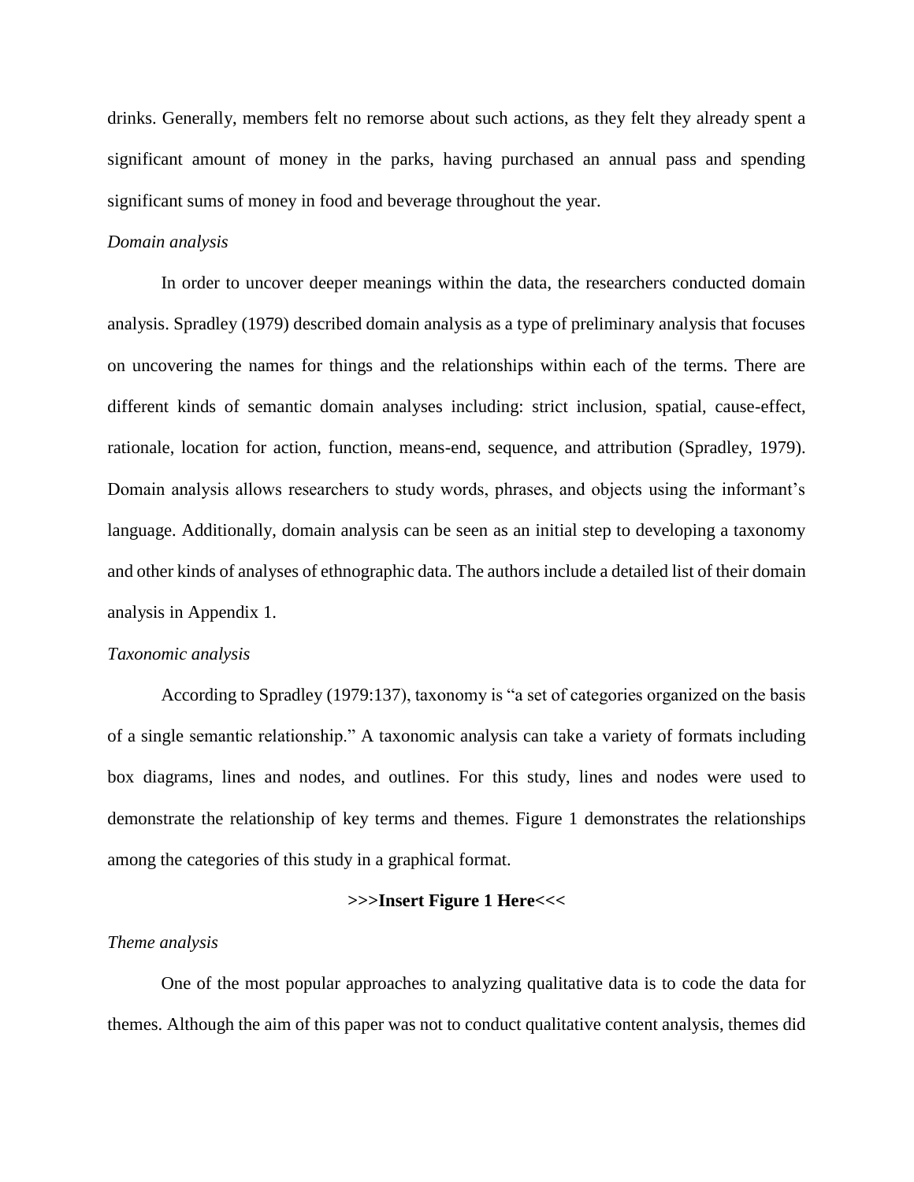drinks. Generally, members felt no remorse about such actions, as they felt they already spent a significant amount of money in the parks, having purchased an annual pass and spending significant sums of money in food and beverage throughout the year.

*Domain analysis*

In order to uncover deeper meanings within the data, the researchers conducted domain analysis. Spradley (1979) described domain analysis as a type of preliminary analysis that focuses on uncovering the names for things and the relationships within each of the terms. There are different kinds of semantic domain analyses including: strict inclusion, spatial, cause-effect, rationale, location for action, function, means-end, sequence, and attribution (Spradley, 1979). Domain analysis allows researchers to study words, phrases, and objects using the informant's language. Additionally, domain analysis can be seen as an initial step to developing a taxonomy and other kinds of analyses of ethnographic data. The authors include a detailed list of their domain analysis in Appendix 1.

*Taxonomic analysis*

According to Spradley (1979:137), taxonomy is "a set of categories organized on the basis of a single semantic relationship." A taxonomic analysis can take a variety of formats including box diagrams, lines and nodes, and outlines. For this study, lines and nodes were used to demonstrate the relationship of key terms and themes. Figure 1 demonstrates the relationships among the categories of this study in a graphical format.

**>>>Insert Figure 1 Here<<<**

*Theme analysis*

One of the most popular approaches to analyzing qualitative data is to code the data for themes. Although the aim of this paper was not to conduct qualitative content analysis, themes did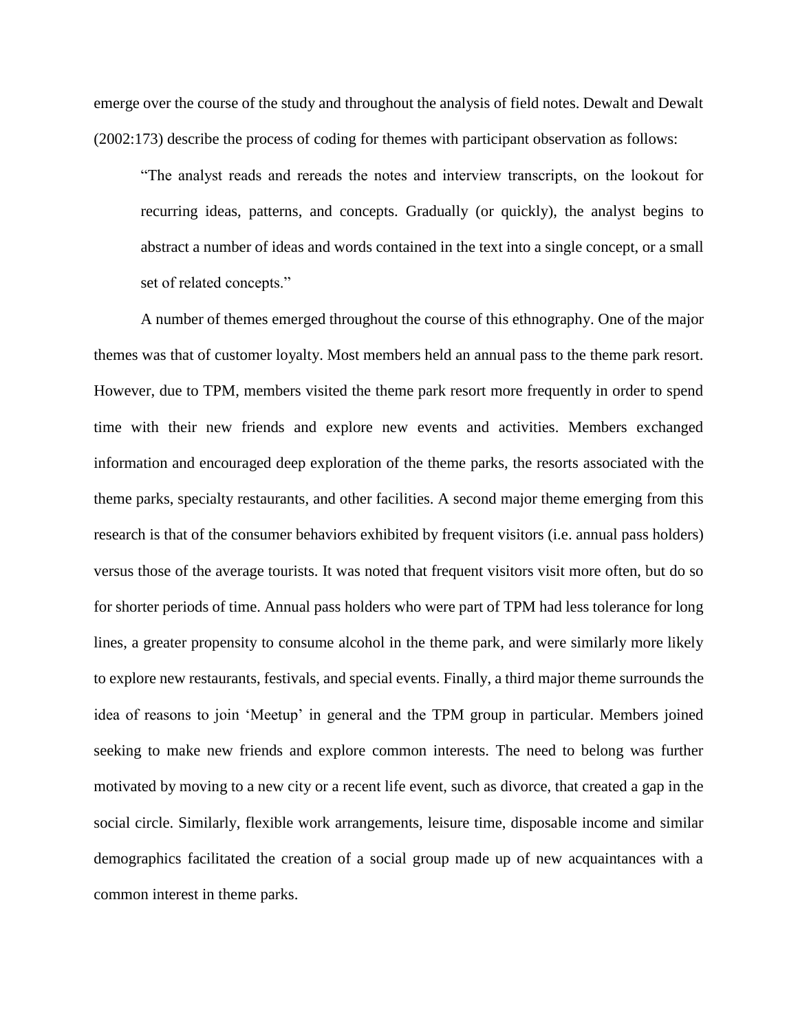emerge over the course of the study and throughout the analysis of field notes. Dewalt and Dewalt (2002:173) describe the process of coding for themes with participant observation as follows:

> "The analyst reads and rereads the notes and interview transcripts, on the lookout for recurring ideas, patterns, and concepts. Gradually (or quickly), the analyst begins to abstract a number of ideas and words contained in the text into a single concept, or a small set of related concepts."

A number of themes emerged throughout the course of this ethnography. One of the major themes was that of customer loyalty. Most members held an annual pass to the theme park resort. However, due to TPM, members visited the theme park resort more frequently in order to spend time with their new friends and explore new events and activities. Members exchanged information and encouraged deep exploration of the theme parks, the resorts associated with the theme parks, specialty restaurants, and other facilities. A second major theme emerging from this research is that of the consumer behaviors exhibited by frequent visitors (i.e. annual pass holders) versus those of the average tourists. It was noted that frequent visitors visit more often, but do so for shorter periods of time. Annual pass holders who were part of TPM had less tolerance for long lines, a greater propensity to consume alcohol in the theme park, and were similarly more likely to explore new restaurants, festivals, and special events. Finally, a third major theme surrounds the idea of reasons to join 'Meetup' in general and the TPM group in particular. Members joined seeking to make new friends and explore common interests. The need to belong was further motivated by moving to a new city or a recent life event, such as divorce, that created a gap in the social circle. Similarly, flexible work arrangements, leisure time, disposable income and similar demographics facilitated the creation of a social group made up of new acquaintances with a common interest in theme parks.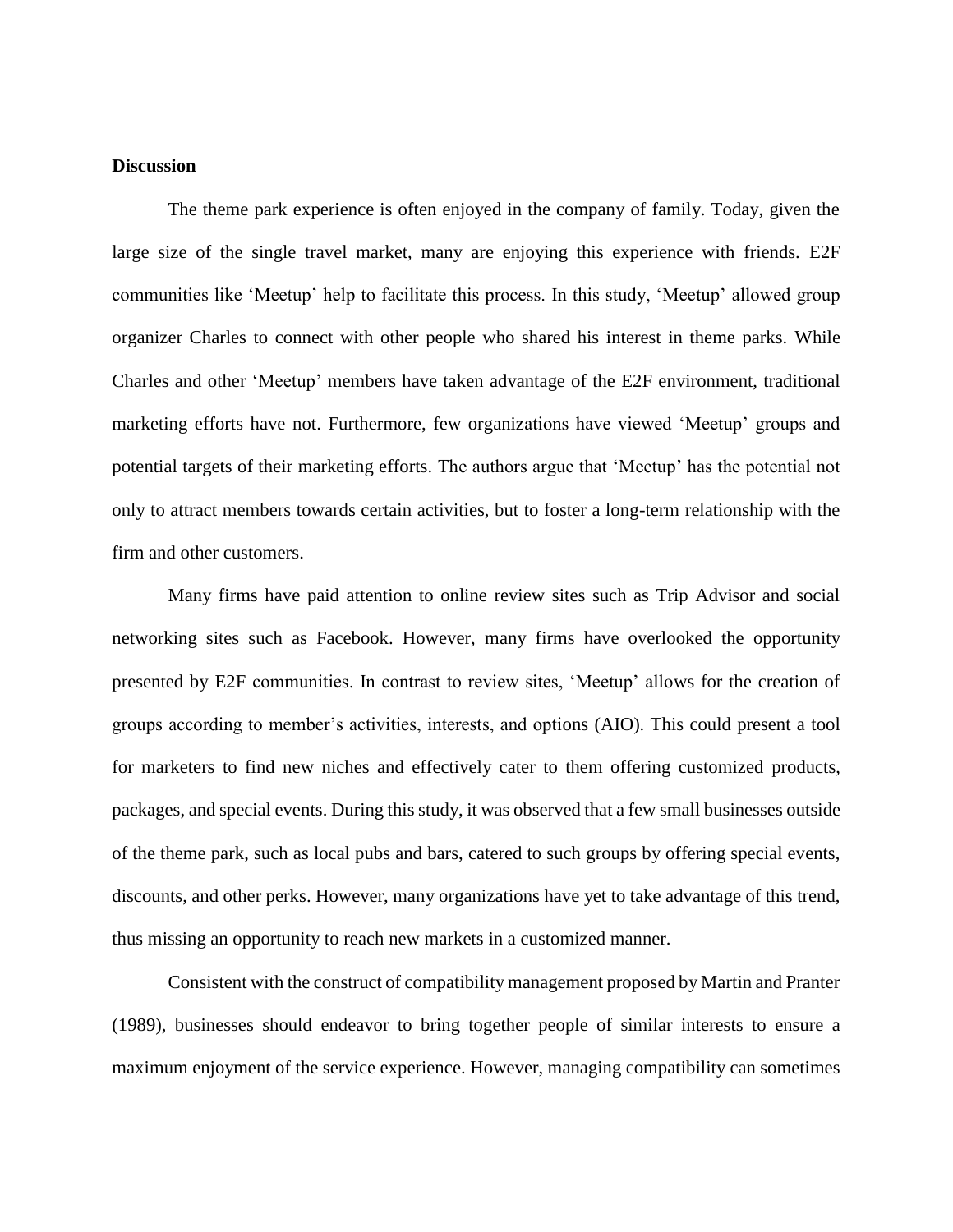**Discussion**

The theme park experience is often enjoyed in the company of family. Today, given the large size of the single travel market, many are enjoying this experience with friends. E2F communities like 'Meetup' help to facilitate this process. In this study, 'Meetup' allowed group organizer Charles to connect with other people who shared his interest in theme parks. While Charles and other 'Meetup' members have taken advantage of the E2F environment, traditional marketing efforts have not. Furthermore, few organizations have viewed 'Meetup' groups and potential targets of their marketing efforts. The authors argue that 'Meetup' has the potential not only to attract members towards certain activities, but to foster a long-term relationship with the firm and other customers.

Many firms have paid attention to online review sites such as Trip Advisor and social networking sites such as Facebook. However, many firms have overlooked the opportunity presented by E2F communities. In contrast to review sites, 'Meetup' allows for the creation of groups according to member's activities, interests, and options (AIO). This could present a tool for marketers to find new niches and effectively cater to them offering customized products, packages, and special events. During this study, it was observed that a few small businesses outside of the theme park, such as local pubs and bars, catered to such groups by offering special events, discounts, and other perks. However, many organizations have yet to take advantage of this trend, thus missing an opportunity to reach new markets in a customized manner.

Consistent with the construct of compatibility management proposed by Martin and Pranter (1989), businesses should endeavor to bring together people of similar interests to ensure a maximum enjoyment of the service experience. However, managing compatibility can sometimes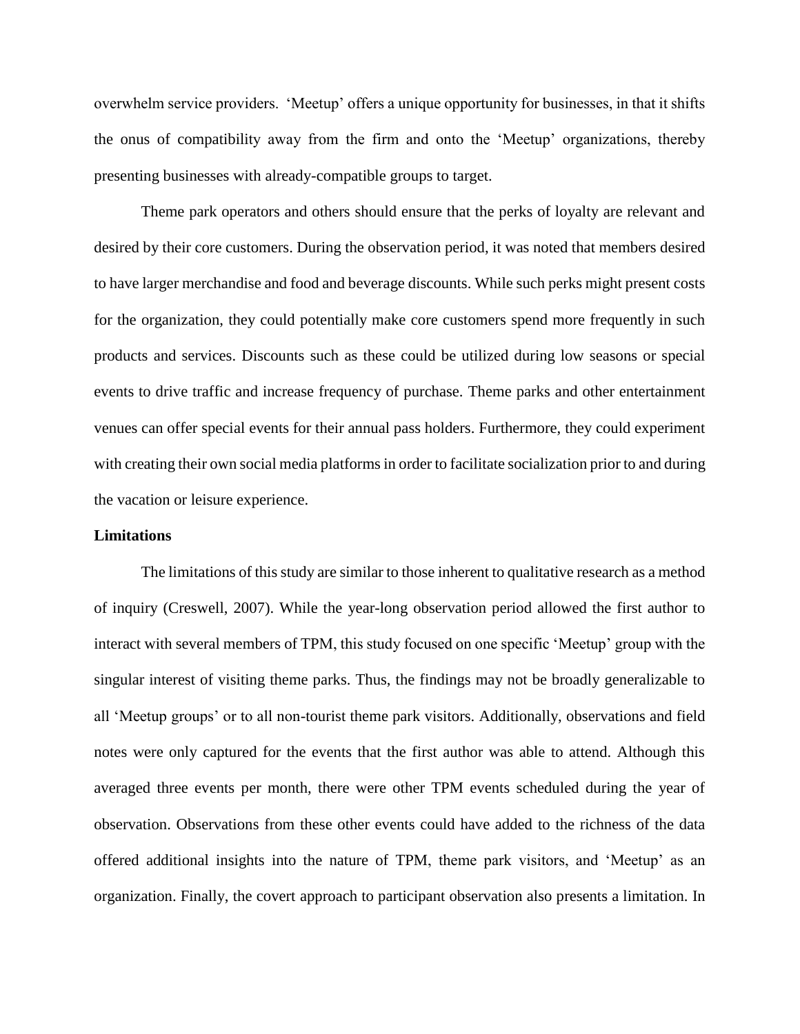overwhelm service providers. 'Meetup' offers a unique opportunity for businesses, in that it shifts the onus of compatibility away from the firm and onto the 'Meetup' organizations, thereby presenting businesses with already-compatible groups to target.

Theme park operators and others should ensure that the perks of loyalty are relevant and desired by their core customers. During the observation period, it was noted that members desired to have larger merchandise and food and beverage discounts. While such perks might present costs for the organization, they could potentially make core customers spend more frequently in such products and services. Discounts such as these could be utilized during low seasons or special events to drive traffic and increase frequency of purchase. Theme parks and other entertainment venues can offer special events for their annual pass holders. Furthermore, they could experiment with creating their own social media platforms in order to facilitate socialization prior to and during the vacation or leisure experience.

**Limitations**

The limitations of this study are similar to those inherent to qualitative research as a method of inquiry (Creswell, 2007). While the year-long observation period allowed the first author to interact with several members of TPM, this study focused on one specific 'Meetup' group with the singular interest of visiting theme parks. Thus, the findings may not be broadly generalizable to all 'Meetup groups' or to all non-tourist theme park visitors. Additionally, observations and field notes were only captured for the events that the first author was able to attend. Although this averaged three events per month, there were other TPM events scheduled during the year of observation. Observations from these other events could have added to the richness of the data offered additional insights into the nature of TPM, theme park visitors, and 'Meetup' as an organization. Finally, the covert approach to participant observation also presents a limitation. In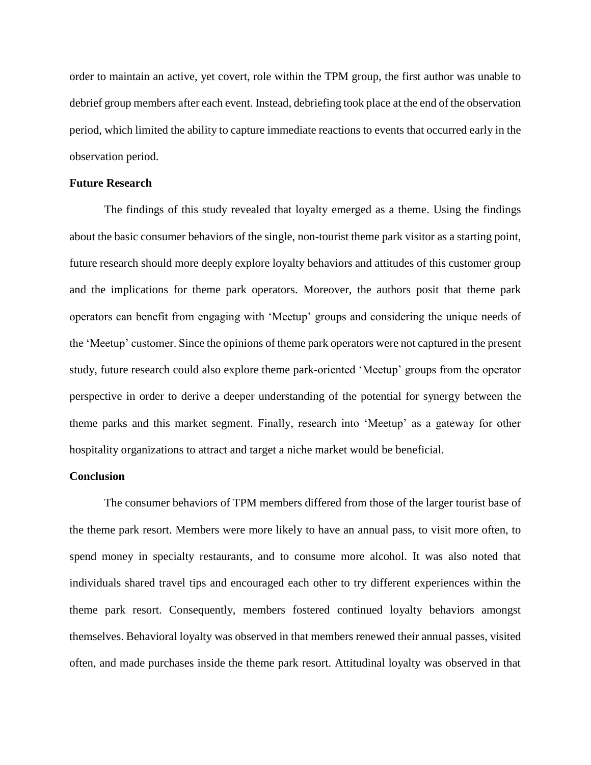order to maintain an active, yet covert, role within the TPM group, the first author was unable to debrief group members after each event. Instead, debriefing took place at the end of the observation period, which limited the ability to capture immediate reactions to events that occurred early in the observation period.

## Future Research

The findings of this study revealed that loyalty emerged as a theme. Using the findings about the basic consumer behaviors of the single, non-tourist theme park visitor as a starting point, future research should more deeply explore loyalty behaviors and attitudes of this customer group and the implications for theme park operators. Moreover, the authors posit that theme park operators can benefit from engaging with 'Meetup' groups and considering the unique needs of the 'Meetup' customer. Since the opinions of theme park operators were not captured in the present study, future research could also explore theme park-oriented 'Meetup' groups from the operator perspective in order to derive a deeper understanding of the potential for synergy between the theme parks and this market segment. Finally, research into 'Meetup' as a gateway for other hospitality organizations to attract and target a niche market would be beneficial.

## Conclusion

The consumer behaviors of TPM members differed from those of the larger tourist base of the theme park resort. Members were more likely to have an annual pass, to visit more often, to spend money in specialty restaurants, and to consume more alcohol. It was also noted that individuals shared travel tips and encouraged each other to try different experiences within the theme park resort. Consequently, members fostered continued loyalty behaviors amongst themselves. Behavioral loyalty was observed in that members renewed their annual passes, visited often, and made purchases inside the theme park resort. Attitudinal loyalty was observed in that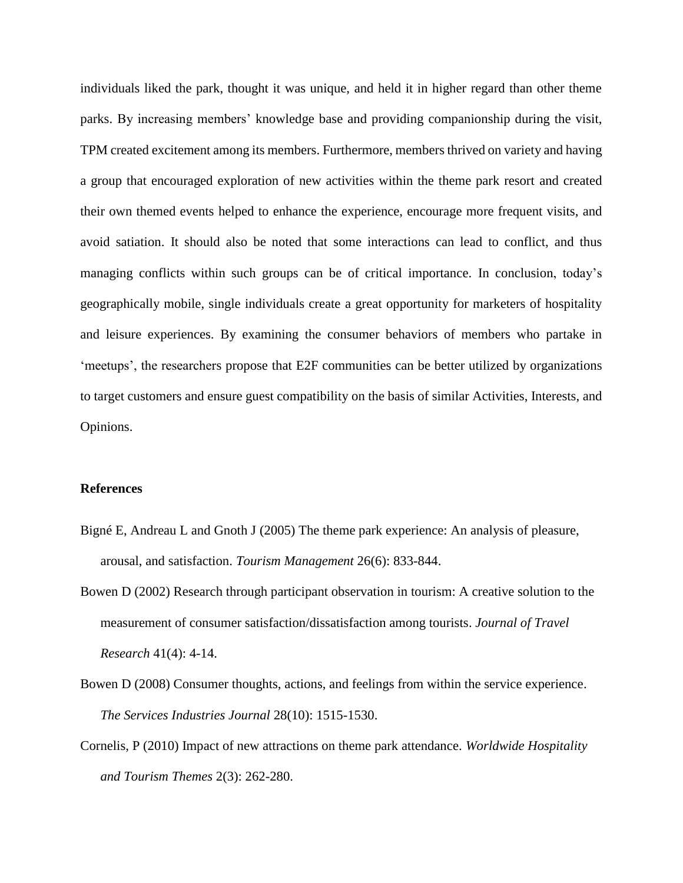individuals liked the park, thought it was unique, and held it in higher regard than other theme parks. By increasing members' knowledge base and providing companionship during the visit, TPM created excitement among its members. Furthermore, members thrived on variety and having a group that encouraged exploration of new activities within the theme park resort and created their own themed events helped to enhance the experience, encourage more frequent visits, and avoid satiation. It should also be noted that some interactions can lead to conflict, and thus managing conflicts within such groups can be of critical importance. In conclusion, today's geographically mobile, single individuals create a great opportunity for marketers of hospitality and leisure experiences. By examining the consumer behaviors of members who partake in 'meetups', the researchers propose that E2F communities can be better utilized by organizations to target customers and ensure guest compatibility on the basis of similar Activities, Interests, and Opinions.

**References**

Bigné E, Andreau L and Gnoth J (2005) The theme park experience: An analysis of pleasure, arousal, and satisfaction. *Tourism Management* 26(6): 833-844.

Bowen D (2002) Research through participant observation in tourism: A creative solution to the measurement of consumer satisfaction/dissatisfaction among tourists. *Journal of Travel Research* 41(4): 4-14.

Bowen D (2008) Consumer thoughts, actions, and feelings from within the service experience. *The Services Industries Journal* 28(10): 1515-1530.

Cornelis, P (2010) Impact of new attractions on theme park attendance. *Worldwide Hospitality and Tourism Themes* 2(3): 262-280.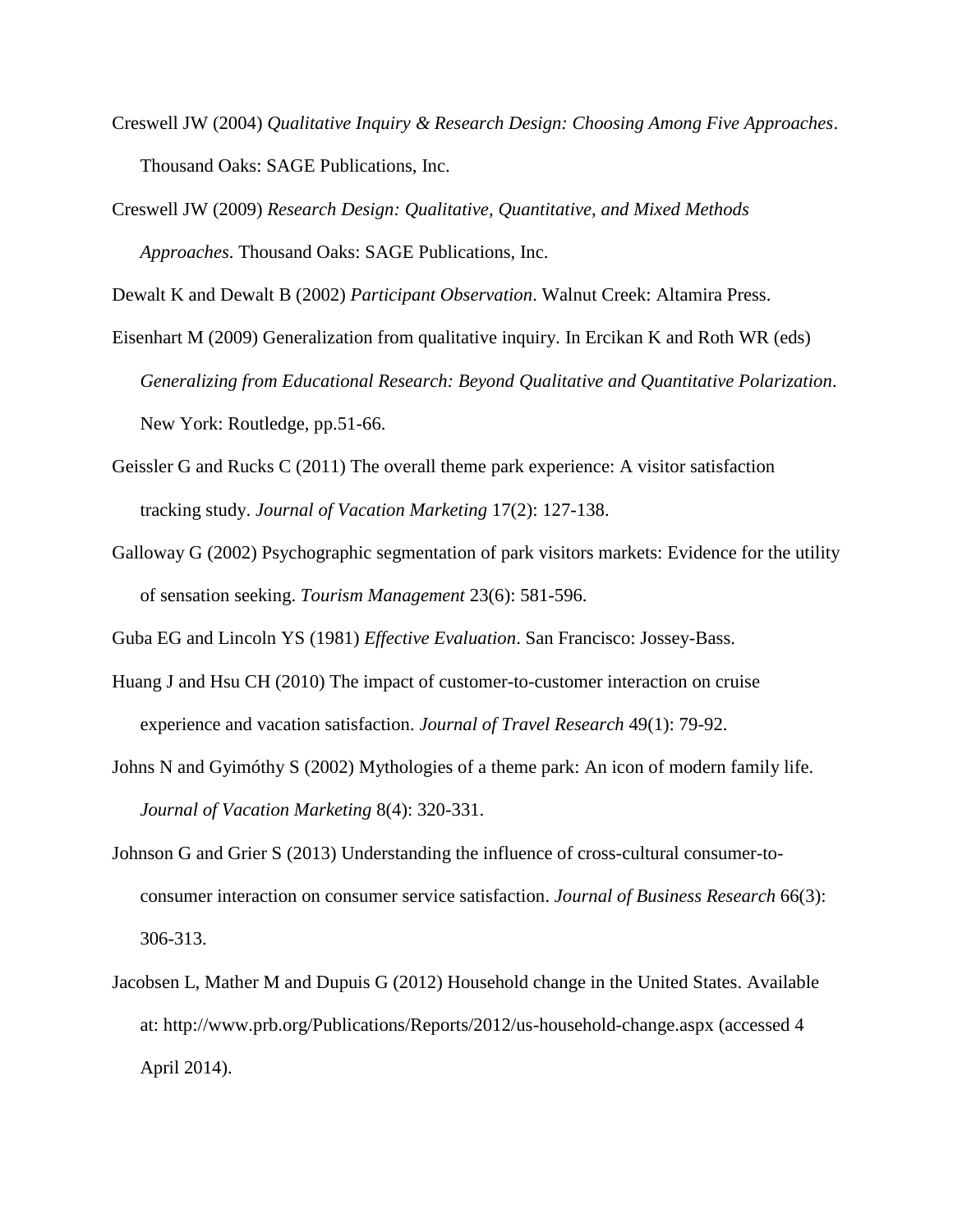Creswell JW (2004) *Qualitative Inquiry & Research Design: Choosing Among Five Approaches*. Thousand Oaks: SAGE Publications, Inc.

Creswell JW (2009) *Research Design: Qualitative, Quantitative, and Mixed Methods Approaches*. Thousand Oaks: SAGE Publications, Inc.

Dewalt K and Dewalt B (2002) *Participant Observation*. Walnut Creek: Altamira Press.

Eisenhart M (2009) Generalization from qualitative inquiry. In Ercikan K and Roth WR (eds) *Generalizing from Educational Research: Beyond Qualitative and Quantitative Polarization*. New York: Routledge, pp.51-66.

Geissler G and Rucks C (2011) The overall theme park experience: A visitor satisfaction tracking study. *Journal of Vacation Marketing* 17(2): 127-138.

Galloway G (2002) Psychographic segmentation of park visitors markets: Evidence for the utility of sensation seeking. *Tourism Management* 23(6): 581-596.

Guba EG and Lincoln YS (1981) *Effective Evaluation*. San Francisco: Jossey-Bass.

Huang J and Hsu CH (2010) The impact of customer-to-customer interaction on cruise experience and vacation satisfaction. *Journal of Travel Research* 49(1): 79-92.

Johns N and Gyimóthy S (2002) Mythologies of a theme park: An icon of modern family life. *Journal of Vacation Marketing* 8(4): 320-331.

Johnson G and Grier S (2013) Understanding the influence of cross-cultural consumer-to-consumer interaction on consumer service satisfaction. *Journal of Business Research* 66(3): 306-313.

Jacobsen L, Mather M and Dupuis G (2012) Household change in the United States. Available at: http://www.prb.org/Publications/Reports/2012/us-household-change.aspx (accessed 4 April 2014).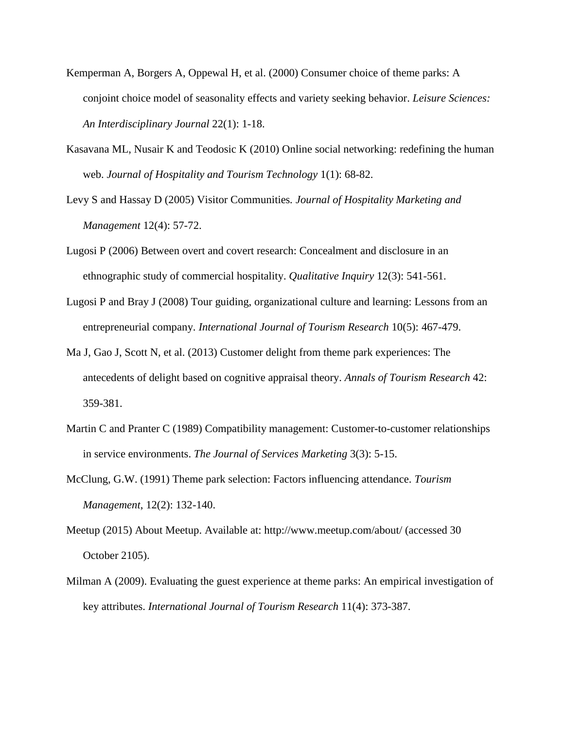Kemperman A, Borgers A, Oppewal H, et al. (2000) Consumer choice of theme parks: A conjoint choice model of seasonality effects and variety seeking behavior. *Leisure Sciences: An Interdisciplinary Journal* 22(1): 1-18.

Kasavana ML, Nusair K and Teodosic K (2010) Online social networking: redefining the human web. *Journal of Hospitality and Tourism Technology* 1(1): 68-82.

Levy S and Hassay D (2005) Visitor Communities*. Journal of Hospitality Marketing and Management* 12(4): 57-72.

Lugosi P (2006) Between overt and covert research: Concealment and disclosure in an ethnographic study of commercial hospitality. *Qualitative Inquiry* 12(3): 541-561.

Lugosi P and Bray J (2008) Tour guiding, organizational culture and learning: Lessons from an entrepreneurial company. *International Journal of Tourism Research* 10(5): 467-479.

Ma J, Gao J, Scott N, et al. (2013) Customer delight from theme park experiences: The antecedents of delight based on cognitive appraisal theory. *Annals of Tourism Research* 42: 359-381.

Martin C and Pranter C (1989) Compatibility management: Customer-to-customer relationships in service environments. *The Journal of Services Marketing* 3(3): 5-15.

McClung, G.W. (1991) Theme park selection: Factors influencing attendance. *Tourism Management*, 12(2): 132-140.

Meetup (2015) About Meetup. Available at: http://www.meetup.com/about/ (accessed 30 October 2105).

Milman A (2009). Evaluating the guest experience at theme parks: An empirical investigation of key attributes. *International Journal of Tourism Research* 11(4): 373-387.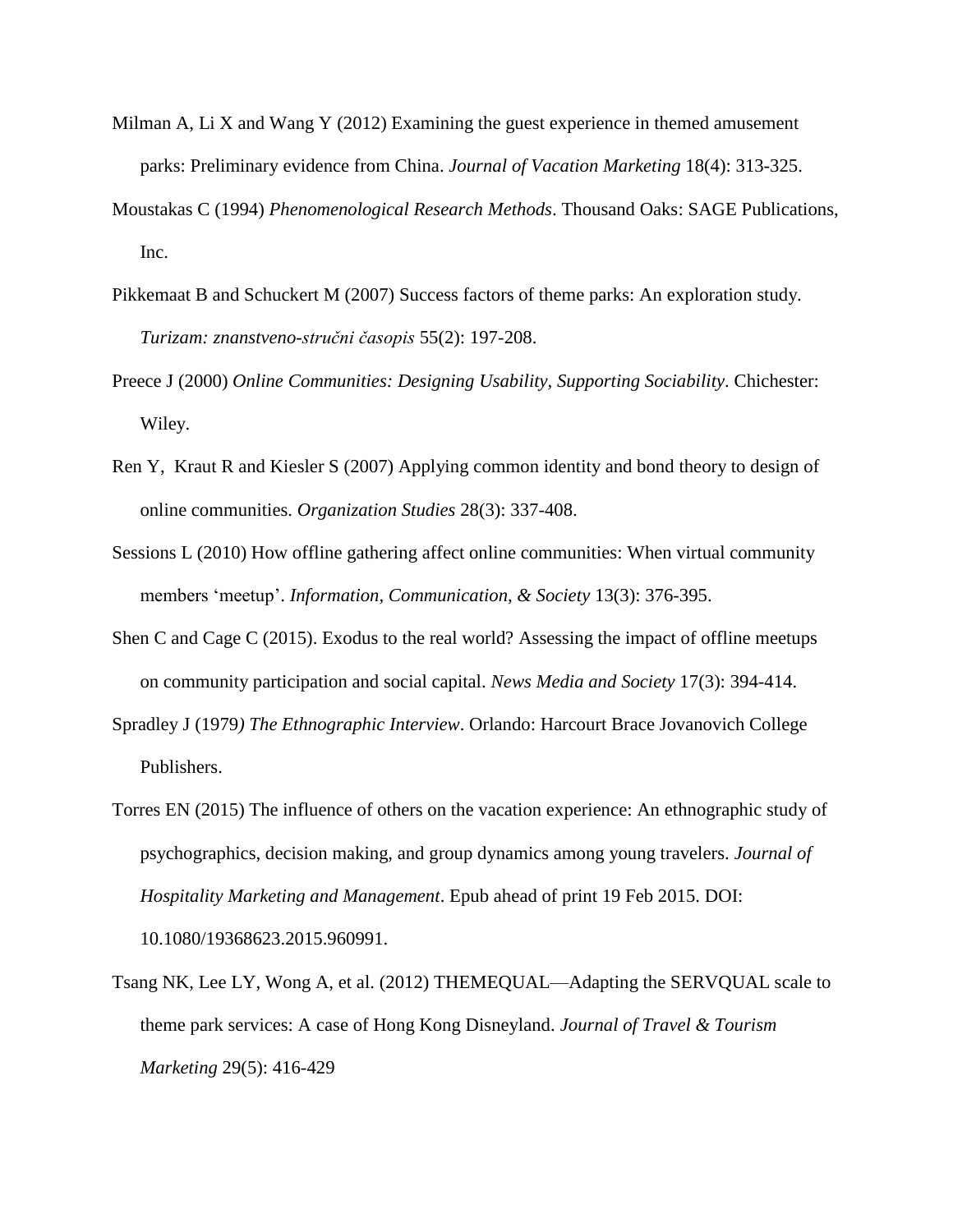Milman A, Li X and Wang Y (2012) Examining the guest experience in themed amusement parks: Preliminary evidence from China. *Journal of Vacation Marketing* 18(4): 313-325.

Moustakas C (1994) *Phenomenological Research Methods*. Thousand Oaks: SAGE Publications, Inc.

Pikkemaat B and Schuckert M (2007) Success factors of theme parks: An exploration study. *Turizam: znanstveno-stručni časopis* 55(2): 197-208.

Preece J (2000) *Online Communities: Designing Usability, Supporting Sociability*. Chichester: Wiley.

Ren Y, Kraut R and Kiesler S (2007) Applying common identity and bond theory to design of online communities. *Organization Studies* 28(3): 337-408.

Sessions L (2010) How offline gathering affect online communities: When virtual community members 'meetup'. *Information, Communication, & Society* 13(3): 376-395.

Shen C and Cage C (2015). Exodus to the real world? Assessing the impact of offline meetups on community participation and social capital. *News Media and Society* 17(3): 394-414.

Spradley J (1979*) The Ethnographic Interview*. Orlando: Harcourt Brace Jovanovich College Publishers.

Torres EN (2015) The influence of others on the vacation experience: An ethnographic study of psychographics, decision making, and group dynamics among young travelers. *Journal of Hospitality Marketing and Management*. Epub ahead of print 19 Feb 2015. DOI: 10.1080/19368623.2015.960991.

Tsang NK, Lee LY, Wong A, et al. (2012) THEMEQUAL—Adapting the SERVQUAL scale to theme park services: A case of Hong Kong Disneyland. *Journal of Travel & Tourism Marketing* 29(5): 416-429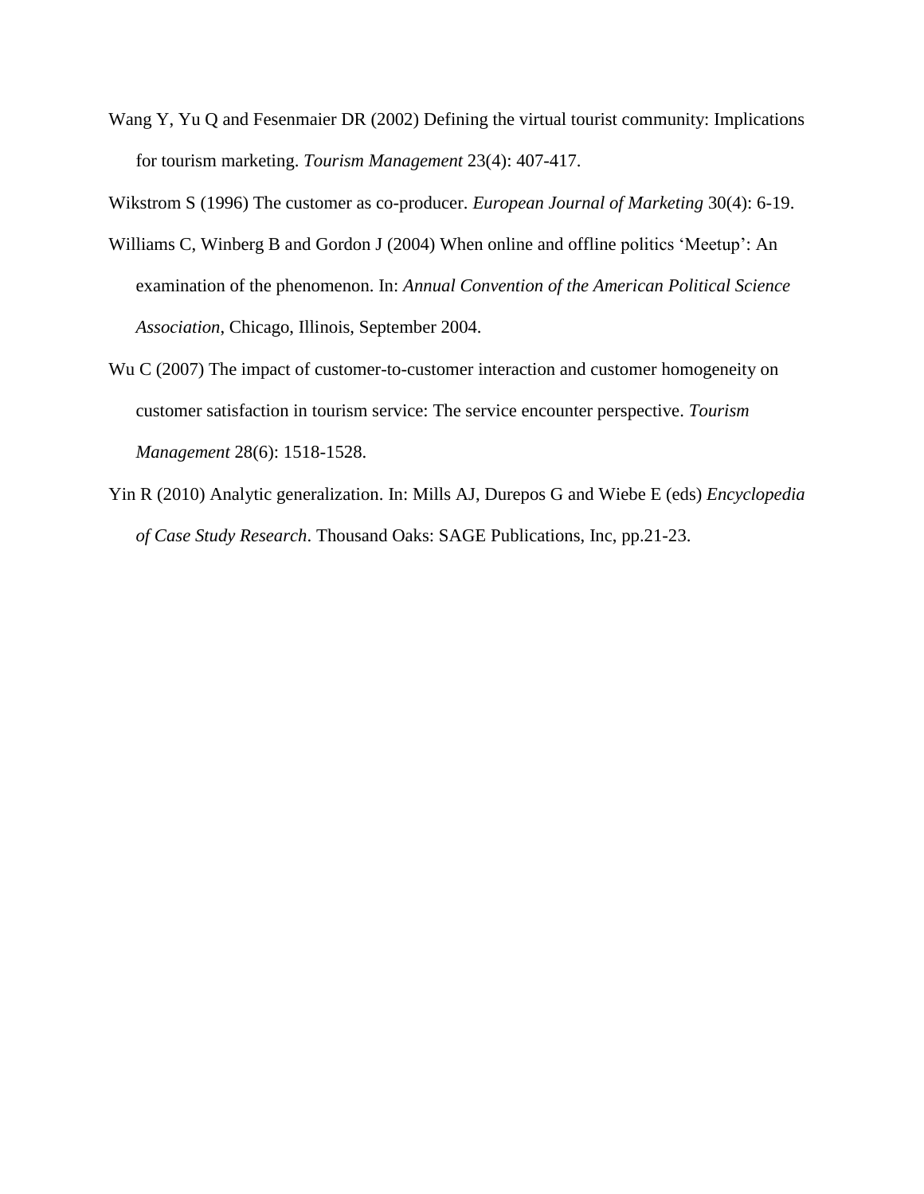Wang Y, Yu Q and Fesenmaier DR (2002) Defining the virtual tourist community: Implications for tourism marketing. *Tourism Management* 23(4): 407-417.

Wikstrom S (1996) The customer as co-producer. *European Journal of Marketing* 30(4): 6-19.

Williams C, Winberg B and Gordon J (2004) When online and offline politics 'Meetup': An examination of the phenomenon. In: *Annual Convention of the American Political Science Association*, Chicago, Illinois, September 2004.

Wu C (2007) The impact of customer-to-customer interaction and customer homogeneity on customer satisfaction in tourism service: The service encounter perspective. *Tourism Management* 28(6): 1518-1528.

Yin R (2010) Analytic generalization. In: Mills AJ, Durepos G and Wiebe E (eds) *Encyclopedia of Case Study Research*. Thousand Oaks: SAGE Publications, Inc, pp.21-23.